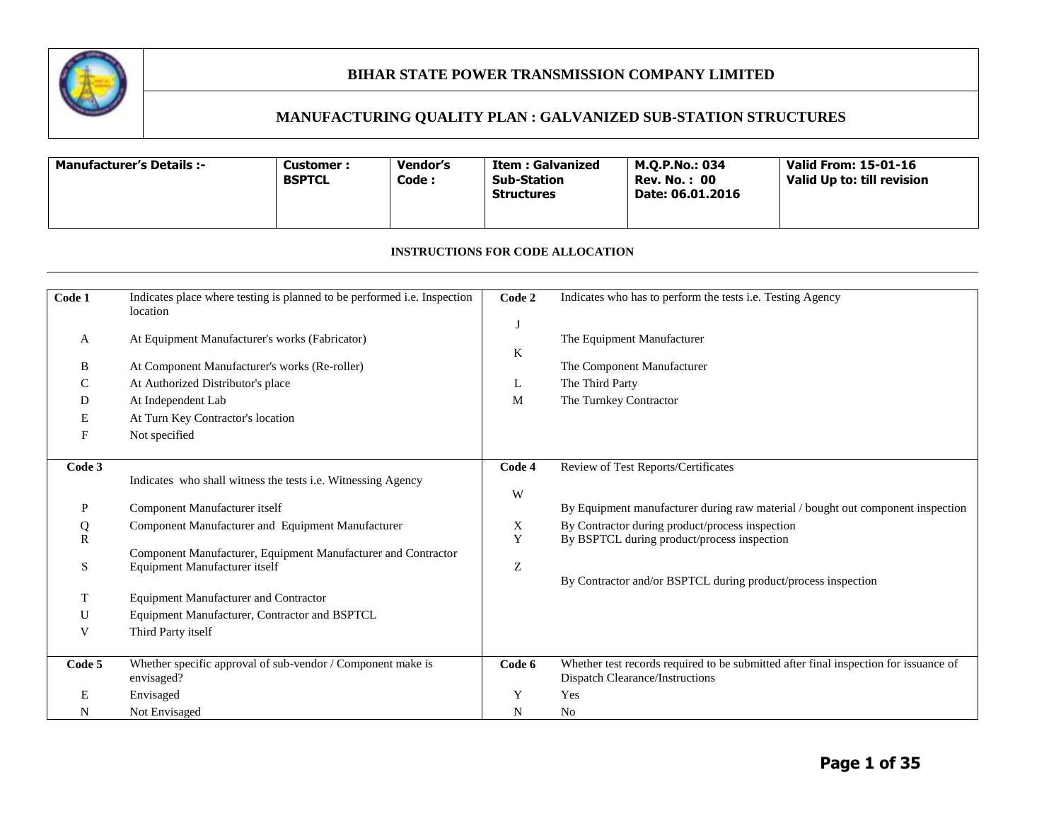# BIHAR STATE POWER TRANSMISSION COMPANY LIMITED

## MANUFACTURING QUALITY PLAN : GALVANIZED SUB-STATION STRUCTURES

| Manufacturer's Details :- | Customer : BSPTCL | Vendor's Code : | Item : Galvanized Sub-Station Structures | M.Q.P.No.: 034<br>Rev. No. : 00<br>Date: 06.01.2016 | Valid From: 15-01-16<br>Valid Up to: till revision |
|---|---|---|---|---|---|

### INSTRUCTIONS FOR CODE ALLOCATION

| Code 1 | Indicates place where testing is planned to be performed i.e. Inspection location | Code 2 | Indicates who has to perform the tests i.e. Testing Agency |
|---|---|---|---|
| A | At Equipment Manufacturer's works (Fabricator) | J | The Equipment Manufacturer |
| B | At Component Manufacturer's works (Re-roller) | K | The Component Manufacturer |
| C | At Authorized Distributor's place | L | The Third Party |
| D | At Independent Lab | M | The Turnkey Contractor |
| E | At Turn Key Contractor's location | | |
| F | Not specified | | |
| **Code 3** | Indicates who shall witness the tests i.e. Witnessing Agency | **Code 4** | Review of Test Reports/Certificates |
| P | Component Manufacturer itself | W | By Equipment manufacturer during raw material / bought out component inspection |
| Q | Component Manufacturer and Equipment Manufacturer | X | By Contractor during product/process inspection |
| R | Component Manufacturer, Equipment Manufacturer and Contractor | Y | By BSPTCL during product/process inspection |
| S | Equipment Manufacturer itself | Z | By Contractor and/or BSPTCL during product/process inspection |
| T | Equipment Manufacturer and Contractor | | |
| U | Equipment Manufacturer, Contractor and BSPTCL | | |
| V | Third Party itself | | |
| **Code 5** | Whether specific approval of sub-vendor / Component make is envisaged? | **Code 6** | Whether test records required to be submitted after final inspection for issuance of Dispatch Clearance/Instructions |
| E | Envisaged | Y | Yes |
| N | Not Envisaged | N | No |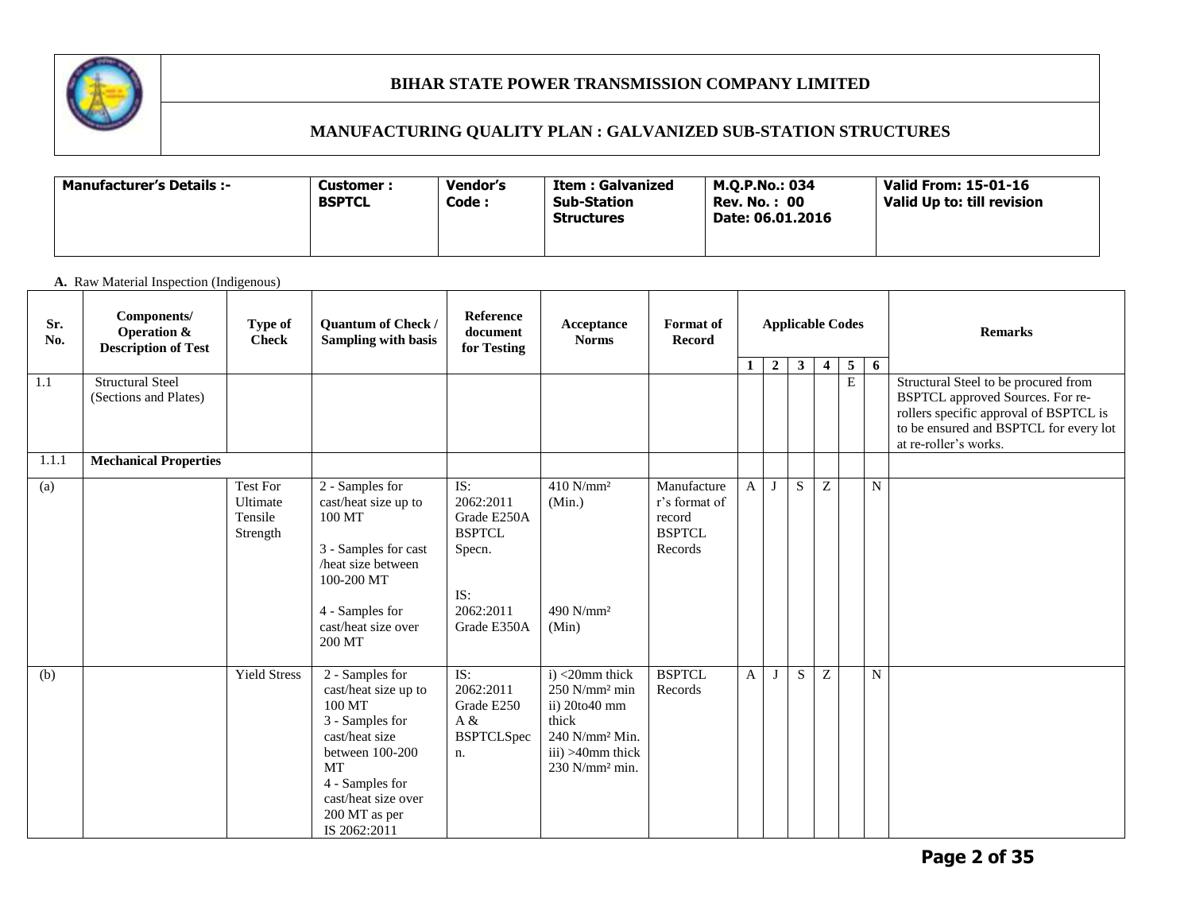# BIHAR STATE POWER TRANSMISSION COMPANY LIMITED

## MANUFACTURING QUALITY PLAN : GALVANIZED SUB-STATION STRUCTURES

| **Manufacturer's Details :-** | **Customer : BSPTCL** | **Vendor's Code :** | **Item : Galvanized Sub-Station Structures** | **M.Q.P.No.: 034 Rev. No. : 00 Date: 06.01.2016** | **Valid From: 15-01-16 Valid Up to: till revision** |
|---|---|---|---|---|---|

**A.** Raw Material Inspection (Indigenous)

| Sr. No. | Components/ Operation & Description of Test | Type of Check | Quantum of Check / Sampling with basis | Reference document for Testing | Acceptance Norms | Format of Record | Applicable Codes | | | | | | Remarks |
|---|---|---|---|---|---|---|---|---|---|---|---|---|---|
| | | | | | | | 1 | 2 | 3 | 4 | 5 | 6 | |
| 1.1 | Structural Steel (Sections and Plates) | | | | | | | | | | E | | Structural Steel to be procured from BSPTCL approved Sources. For re-rollers specific approval of BSPTCL is to be ensured and BSPTCL for every lot at re-roller's works. |
| 1.1.1 | **Mechanical Properties** | | | | | | | | | | | | |
| (a) | | Test For Ultimate Tensile Strength | 2 - Samples for cast/heat size up to 100 MT<br><br>3 - Samples for cast /heat size between 100-200 MT<br><br>4 - Samples for cast/heat size over 200 MT | IS: 2062:2011 Grade E250A BSPTCL Specn.<br><br>IS: 2062:2011 Grade E350A | 410 N/mm² (Min.)<br><br>490 N/mm² (Min) | Manufacturer's format of record BSPTCL Records | A | J | S | Z | | N | |
| (b) | | Yield Stress | 2 - Samples for cast/heat size up to 100 MT<br>3 - Samples for cast/heat size between 100-200 MT<br>4 - Samples for cast/heat size over 200 MT as per IS 2062:2011 | IS: 2062:2011 Grade E250 A & BSPTCLSpecn. | i) <20mm thick 250 N/mm² min<br>ii) 20to40 mm thick 240 N/mm² Min.<br>iii) >40mm thick 230 N/mm² min. | BSPTCL Records | A | J | S | Z | | N | |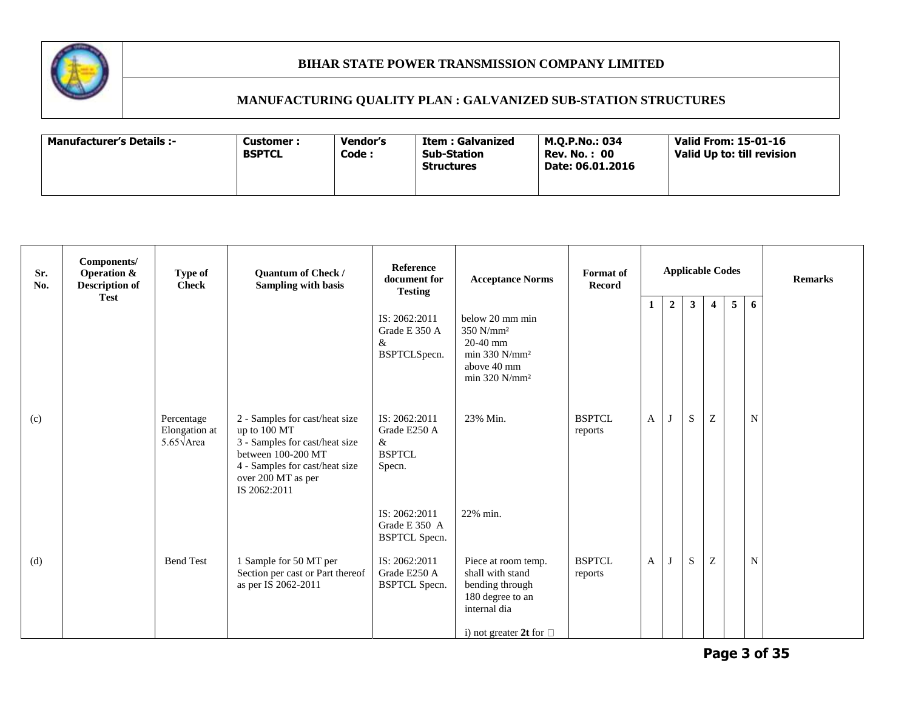# BIHAR STATE POWER TRANSMISSION COMPANY LIMITED

## MANUFACTURING QUALITY PLAN : GALVANIZED SUB-STATION STRUCTURES

| Manufacturer's Details :- | Customer : BSPTCL | Vendor's Code : | Item : Galvanized Sub-Station Structures | M.Q.P.No.: 034 Rev. No. : 00 Date: 06.01.2016 | Valid From: 15-01-16 Valid Up to: till revision |
|---|---|---|---|---|---|

| Sr. No. | Components/ Operation & Description of Test | Type of Check | Quantum of Check / Sampling with basis | Reference document for Testing | Acceptance Norms | Format of Record | Applicable Codes | | | | | | Remarks |
|---|---|---|---|---|---|---|---|---|---|---|---|---|---|
| | | | | | | | 1 | 2 | 3 | 4 | 5 | 6 | |
| | | | | IS: 2062:2011 Grade E 350 A & BSPTCLSpecn. | below 20 mm min 350 N/mm² 20-40 mm min 330 N/mm² above 40 mm min 320 N/mm² | | | | | | | | |
| (c) | | Percentage Elongation at 5.65√Area | 2 - Samples for cast/heat size up to 100 MT 3 - Samples for cast/heat size between 100-200 MT 4 - Samples for cast/heat size over 200 MT as per IS 2062:2011 | IS: 2062:2011 Grade E250 A & BSPTCL Specn. | 23% Min. | BSPTCL reports | A | J | S | Z | | N | |
| | | | | IS: 2062:2011 Grade E 350 A BSPTCL Specn. | 22% min. | | | | | | | | |
| (d) | | Bend Test | 1 Sample for 50 MT per Section per cast or Part thereof as per IS 2062-2011 | IS: 2062:2011 Grade E250 A BSPTCL Specn. | Piece at room temp. shall with stand bending through 180 degree to an internal dia<br><br>i) not greater **2t** for □ | BSPTCL reports | A | J | S | Z | | N | |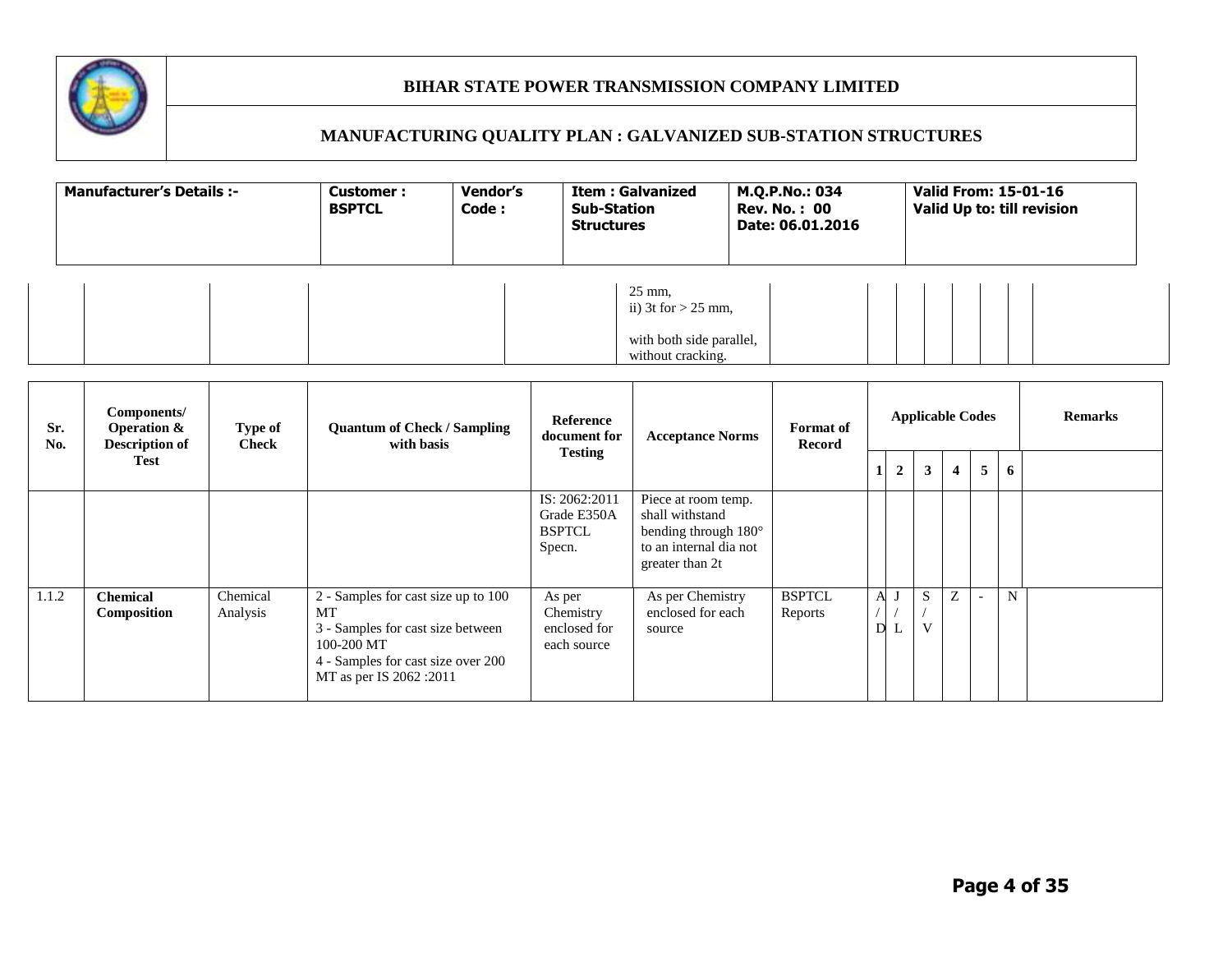| Sr. No. | Components/ Operation & Description of Test | Type of Check | Quantum of Check / Sampling with basis | Reference document for Testing | Acceptance Norms | Format of Record | Applicable Codes | | | | | | Remarks |
|---|---|---|---|---|---|---|---|---|---|---|---|---|---|
| | | | | | | | 1 | 2 | 3 | 4 | 5 | 6 | |
| | | | | | 25 mm, ii) 3t for > 25 mm, with both side parallel, without cracking. | | | | | | | | |
| | | | | IS: 2062:2011 Grade E350A BSPTCL Specn. | Piece at room temp. shall withstand bending through 180° to an internal dia not greater than 2t | | | | | | | | |
| 1.1.2 | **Chemical Composition** | Chemical Analysis | 2 - Samples for cast size up to 100 MT<br>3 - Samples for cast size between 100-200 MT<br>4 - Samples for cast size over 200 MT as per IS 2062 :2011 | As per Chemistry enclosed for each source | As per Chemistry enclosed for each source | BSPTCL Reports | A / D | J / L | S / V | Z | - | N | |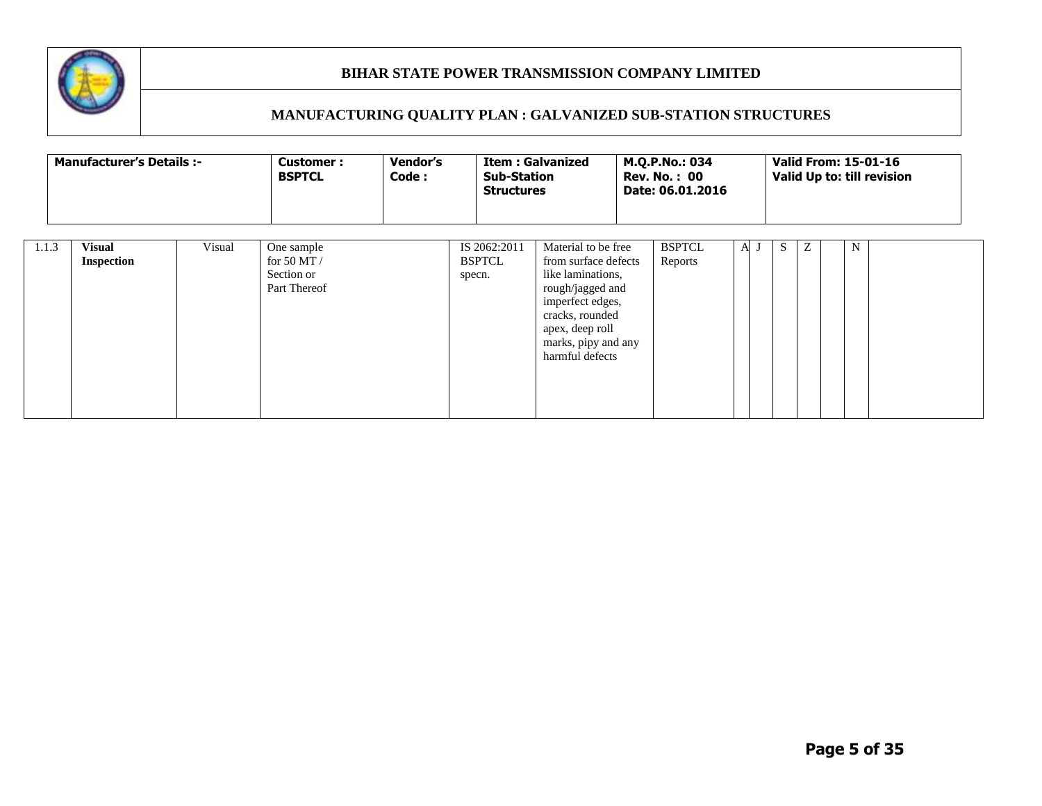# BIHAR STATE POWER TRANSMISSION COMPANY LIMITED

## MANUFACTURING QUALITY PLAN : GALVANIZED SUB-STATION STRUCTURES

| Manufacturer's Details :- | Customer : BSPTCL | Vendor's Code : | Item : Galvanized Sub-Station Structures | M.Q.P.No.: 034<br>Rev. No. : 00<br>Date: 06.01.2016 | Valid From: 15-01-16<br>Valid Up to: till revision |
|---|---|---|---|---|---|

| | | | | | | | | | | | | | |
|---|---|---|---|---|---|---|---|---|---|---|---|---|---|
| 1.1.3 | **Visual Inspection** | Visual | One sample for 50 MT / Section or Part Thereof | IS 2062:2011 BSPTCL specn. | Material to be free from surface defects like laminations, rough/jagged and imperfect edges, cracks, rounded apex, deep roll marks, pipy and any harmful defects | BSPTCL Reports | A | J | S | Z | | N | |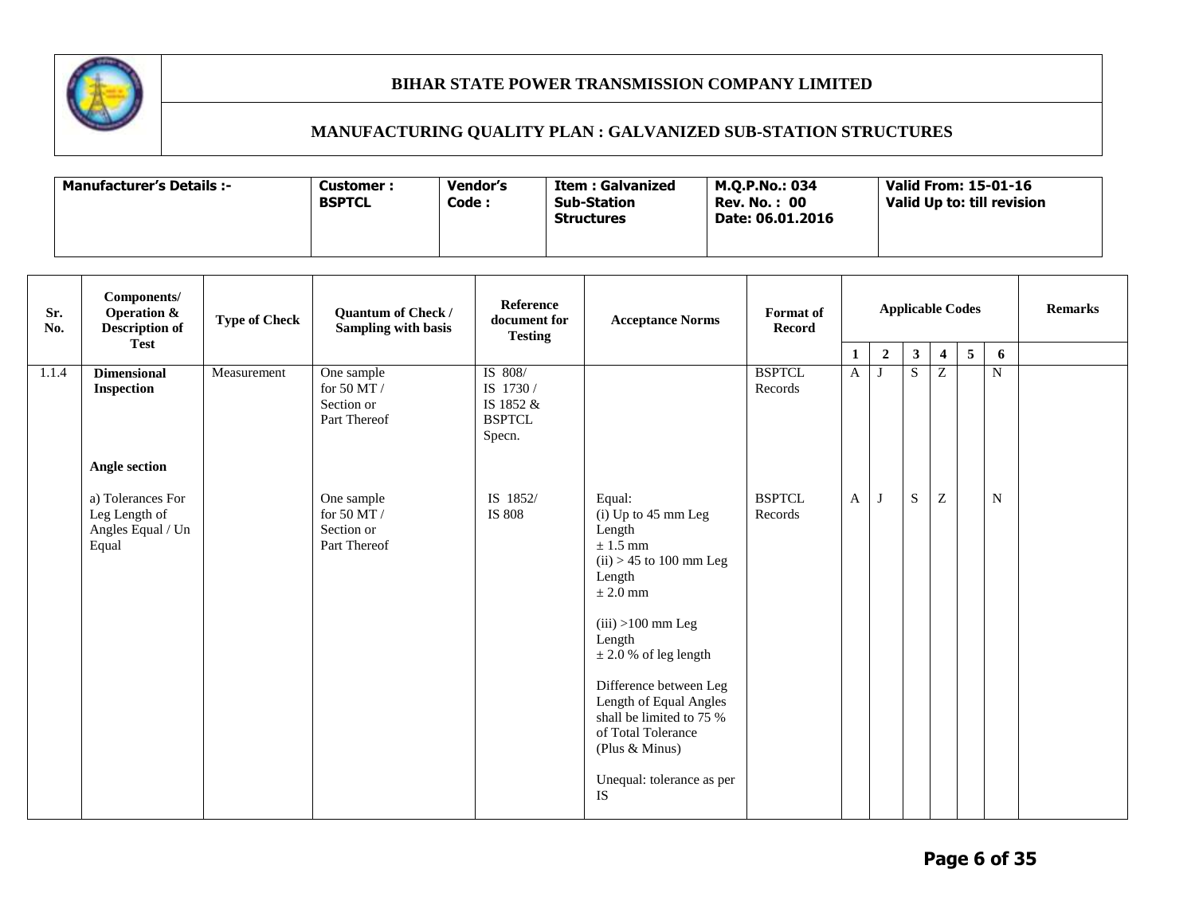# BIHAR STATE POWER TRANSMISSION COMPANY LIMITED

## MANUFACTURING QUALITY PLAN : GALVANIZED SUB-STATION STRUCTURES

| Manufacturer's Details :- | Customer : BSPTCL | Vendor's Code : | Item : Galvanized Sub-Station Structures | M.Q.P.No.: 034 Rev. No. : 00 Date: 06.01.2016 | Valid From: 15-01-16 Valid Up to: till revision |
|---|---|---|---|---|---|

| Sr. No. | Components/ Operation & Description of Test | Type of Check | Quantum of Check / Sampling with basis | Reference document for Testing | Acceptance Norms | Format of Record | Applicable Codes | | | | | | Remarks |
|---|---|---|---|---|---|---|---|---|---|---|---|---|---|
| | | | | | | | 1 | 2 | 3 | 4 | 5 | 6 | |
| 1.1.4 | **Dimensional Inspection**<br><br>**Angle section** | Measurement | One sample for 50 MT / Section or Part Thereof | IS 808/ IS 1730 / IS 1852 & BSPTCL Specn. | | BSPTCL Records | A | J | S | Z | | N | |
| | a) Tolerances For Leg Length of Angles Equal / Un Equal | | One sample for 50 MT / Section or Part Thereof | IS 1852/ IS 808 | Equal:<br>(i) Up to 45 mm Leg Length ± 1.5 mm<br>(ii) > 45 to 100 mm Leg Length ± 2.0 mm<br><br>(iii) >100 mm Leg Length ± 2.0 % of leg length<br><br>Difference between Leg Length of Equal Angles shall be limited to 75 % of Total Tolerance (Plus & Minus)<br><br>Unequal: tolerance as per IS | BSPTCL Records | A | J | S | Z | | N | |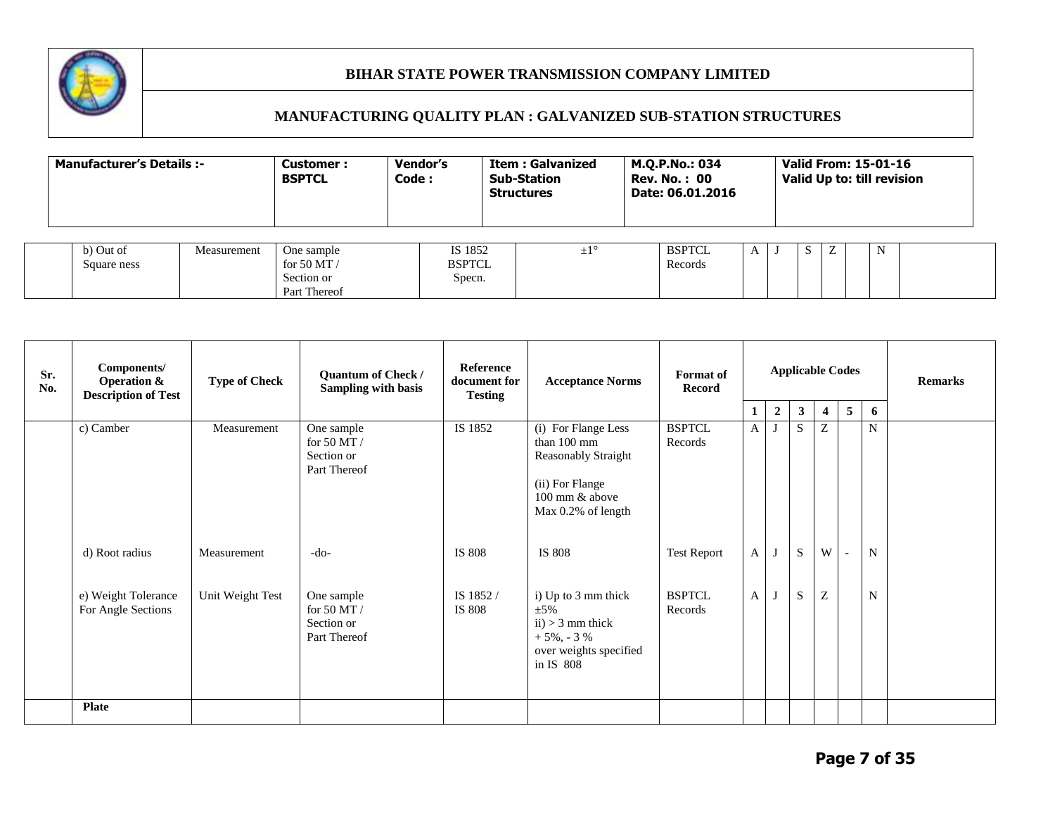# BIHAR STATE POWER TRANSMISSION COMPANY LIMITED

## MANUFACTURING QUALITY PLAN : GALVANIZED SUB-STATION STRUCTURES

| Manufacturer's Details :- | Customer : BSPTCL | Vendor's Code : | Item : Galvanized Sub-Station Structures | M.Q.P.No.: 034<br>Rev. No. : 00<br>Date: 06.01.2016 | Valid From: 15-01-16<br>Valid Up to: till revision |
|---|---|---|---|---|---|

| Sr. No. | Components/ Operation & Description of Test | Type of Check | Quantum of Check / Sampling with basis | Reference document for Testing | Acceptance Norms | Format of Record | Applicable Codes | | | | | | Remarks |
|---|---|---|---|---|---|---|---|---|---|---|---|---|---|
| | | | | | | | 1 | 2 | 3 | 4 | 5 | 6 | |
| | b) Out of Square ness | Measurement | One sample for 50 MT / Section or Part Thereof | IS 1852 BSPTCL Specn. | ±1° | BSPTCL Records | A | J | S | Z | | N | |
| | c) Camber | Measurement | One sample for 50 MT / Section or Part Thereof | IS 1852 | (i) For Flange Less than 100 mm Reasonably Straight<br>(ii) For Flange 100 mm & above Max 0.2% of length | BSPTCL Records | A | J | S | Z | | N | |
| | d) Root radius | Measurement | -do- | IS 808 | IS 808 | Test Report | A | J | S | W | - | N | |
| | e) Weight Tolerance For Angle Sections | Unit Weight Test | One sample for 50 MT / Section or Part Thereof | IS 1852 / IS 808 | i) Up to 3 mm thick ±5%<br>ii) > 3 mm thick + 5%, - 3 % over weights specified in IS 808 | BSPTCL Records | A | J | S | Z | | N | |
| | **Plate** | | | | | | | | | | | | |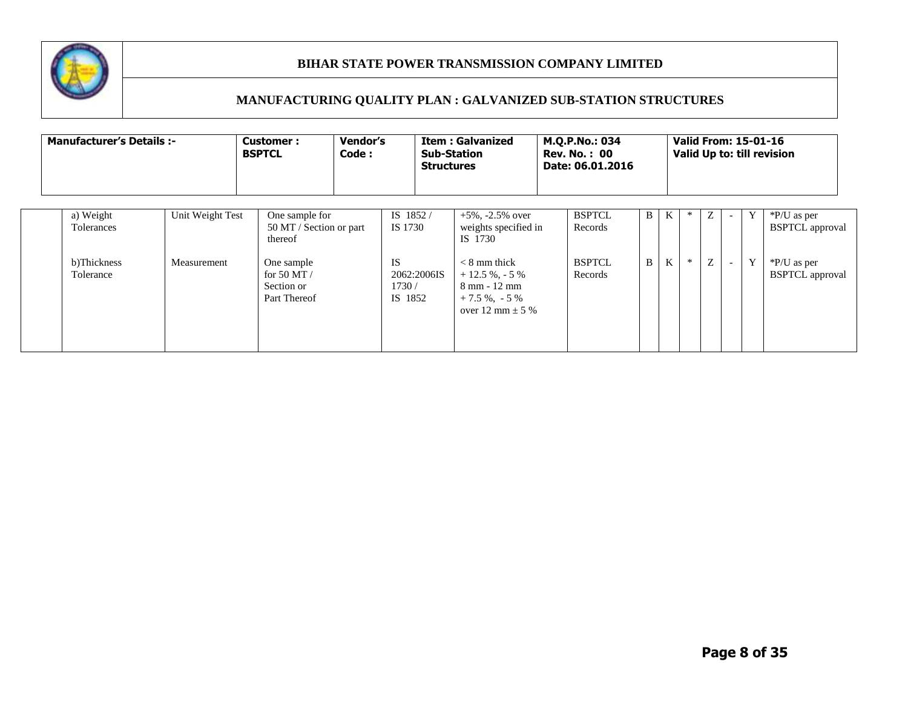# BIHAR STATE POWER TRANSMISSION COMPANY LIMITED

## MANUFACTURING QUALITY PLAN : GALVANIZED SUB-STATION STRUCTURES

| Manufacturer's Details :- | Customer : BSPTCL | Vendor's Code : | Item : Galvanized Sub-Station Structures | M.Q.P.No.: 034 Rev. No. : 00 Date: 06.01.2016 | Valid From: 15-01-16 Valid Up to: till revision |
|---|---|---|---|---|---|

| | | | | | | | | | | | | | | |
|---|---|---|---|---|---|---|---|---|---|---|---|---|---|---|
| | a) Weight Tolerances | Unit Weight Test | One sample for 50 MT / Section or part thereof | IS 1852 / IS 1730 | +5%, -2.5% over weights specified in IS 1730 | BSPTCL Records | B | K | * | Z | - | Y | *P/U as per BSPTCL approval |
| | b)Thickness Tolerance | Measurement | One sample for 50 MT / Section or Part Thereof | IS 2062:2006IS 1730 / IS 1852 | < 8 mm thick + 12.5 %, - 5 % 8 mm - 12 mm + 7.5 %, - 5 % over 12 mm ± 5 % | BSPTCL Records | B | K | * | Z | - | Y | *P/U as per BSPTCL approval |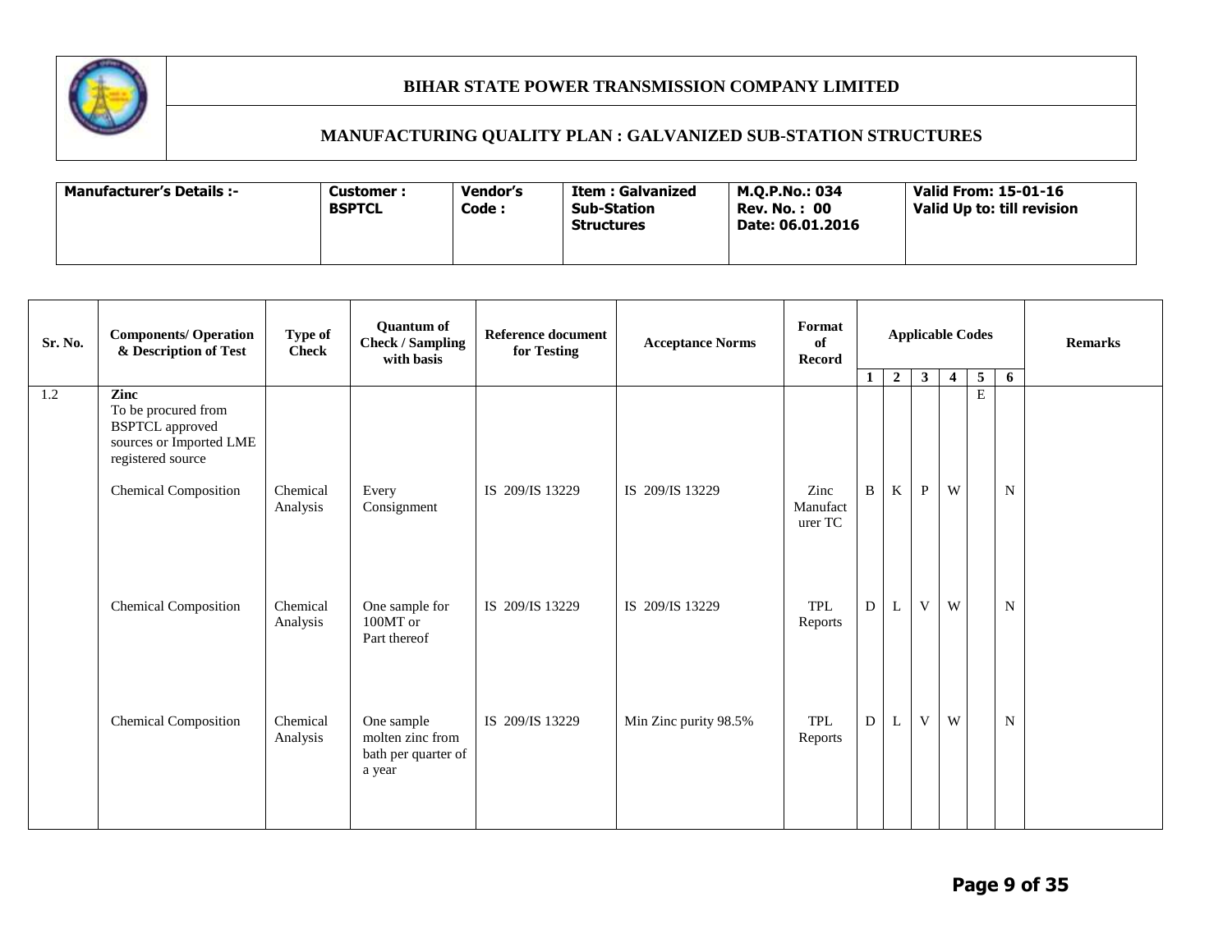# BIHAR STATE POWER TRANSMISSION COMPANY LIMITED

## MANUFACTURING QUALITY PLAN : GALVANIZED SUB-STATION STRUCTURES

| Manufacturer's Details :- | Customer : BSPTCL | Vendor's Code : | Item : Galvanized Sub-Station Structures | M.Q.P.No.: 034<br>Rev. No. : 00<br>Date: 06.01.2016 | Valid From: 15-01-16<br>Valid Up to: till revision |
|---|---|---|---|---|---|

| Sr. No. | Components/ Operation & Description of Test | Type of Check | Quantum of Check / Sampling with basis | Reference document for Testing | Acceptance Norms | Format of Record | Applicable Codes | | | | | | Remarks |
|---|---|---|---|---|---|---|---|---|---|---|---|---|---|
| | | | | | | | 1 | 2 | 3 | 4 | 5 | 6 | |
| 1.2 | **Zinc**<br>To be procured from BSPTCL approved sources or Imported LME registered source | | | | | | | | | | E | | |
| | Chemical Composition | Chemical Analysis | Every Consignment | IS 209/IS 13229 | IS 209/IS 13229 | Zinc Manufacturer TC | B | K | P | W | | N | |
| | Chemical Composition | Chemical Analysis | One sample for 100MT or Part thereof | IS 209/IS 13229 | IS 209/IS 13229 | TPL Reports | D | L | V | W | | N | |
| | Chemical Composition | Chemical Analysis | One sample molten zinc from bath per quarter of a year | IS 209/IS 13229 | Min Zinc purity 98.5% | TPL Reports | D | L | V | W | | N | |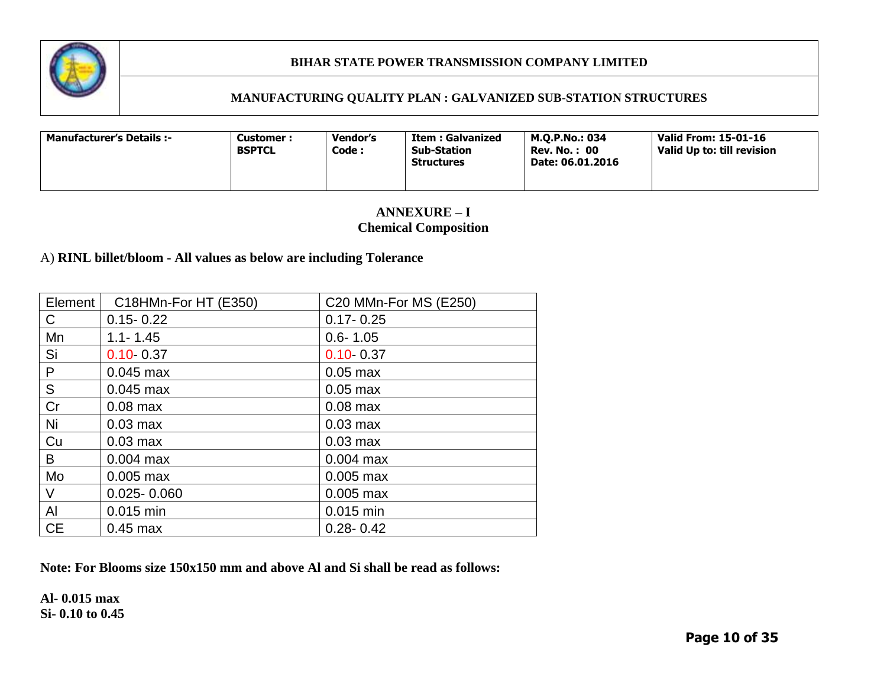| Manufacturer's Details :- | Customer : BSPTCL | Vendor's Code : | Item : Galvanized Sub-Station Structures | M.Q.P.No.: 034<br>Rev. No. : 00<br>Date: 06.01.2016 | Valid From: 15-01-16<br>Valid Up to: till revision |
|---|---|---|---|---|---|

## ANNEXURE – I
## Chemical Composition

A) **RINL billet/bloom - All values as below are including Tolerance**

| Element | C18HMn-For HT (E350) | C20 MMn-For MS (E250) |
|---|---|---|
| C | 0.15- 0.22 | 0.17- 0.25 |
| Mn | 1.1- 1.45 | 0.6- 1.05 |
| Si | 0.10- 0.37 | 0.10- 0.37 |
| P | 0.045 max | 0.05 max |
| S | 0.045 max | 0.05 max |
| Cr | 0.08 max | 0.08 max |
| Ni | 0.03 max | 0.03 max |
| Cu | 0.03 max | 0.03 max |
| B | 0.004 max | 0.004 max |
| Mo | 0.005 max | 0.005 max |
| V | 0.025- 0.060 | 0.005 max |
| Al | 0.015 min | 0.015 min |
| CE | 0.45 max | 0.28- 0.42 |

**Note: For Blooms size 150x150 mm and above Al and Si shall be read as follows:**

**Al- 0.015 max**
**Si- 0.10 to 0.45**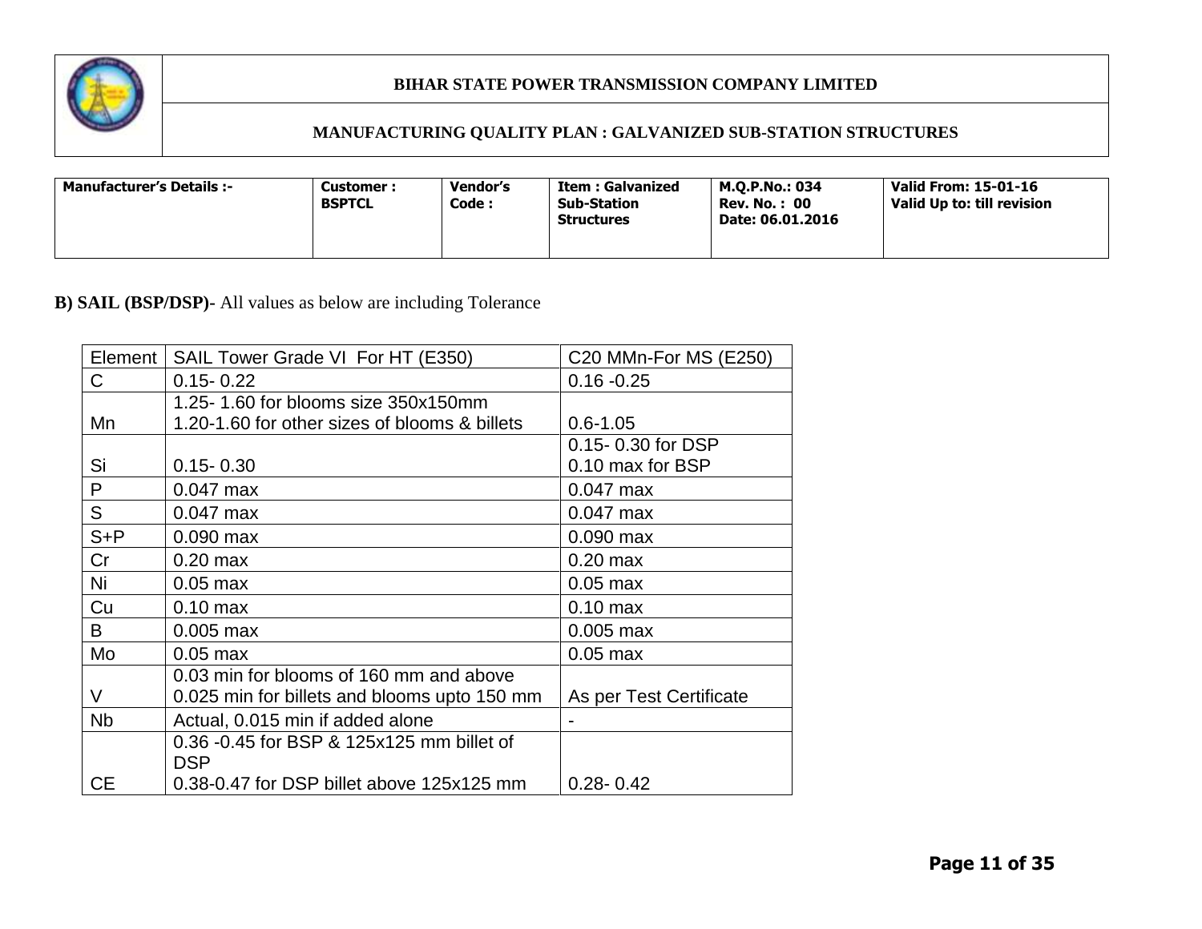| Manufacturer's Details :- | Customer : BSPTCL | Vendor's Code : | Item : Galvanized Sub-Station Structures | M.Q.P.No.: 034<br>Rev. No. : 00<br>Date: 06.01.2016 | Valid From: 15-01-16<br>Valid Up to: till revision |
|---|---|---|---|---|---|

**B) SAIL (BSP/DSP)-** All values as below are including Tolerance

| Element | SAIL Tower Grade VI For HT (E350) | C20 MMn-For MS (E250) |
|---|---|---|
| C | 0.15- 0.22 | 0.16 -0.25 |
| Mn | 1.25- 1.60 for blooms size 350x150mm<br>1.20-1.60 for other sizes of blooms & billets | 0.6-1.05 |
| Si | 0.15- 0.30 | 0.15- 0.30 for DSP<br>0.10 max for BSP |
| P | 0.047 max | 0.047 max |
| S | 0.047 max | 0.047 max |
| S+P | 0.090 max | 0.090 max |
| Cr | 0.20 max | 0.20 max |
| Ni | 0.05 max | 0.05 max |
| Cu | 0.10 max | 0.10 max |
| B | 0.005 max | 0.005 max |
| Mo | 0.05 max | 0.05 max |
| V | 0.03 min for blooms of 160 mm and above<br>0.025 min for billets and blooms upto 150 mm | As per Test Certificate |
| Nb | Actual, 0.015 min if added alone | - |
| CE | 0.36 -0.45 for BSP & 125x125 mm billet of DSP<br>0.38-0.47 for DSP billet above 125x125 mm | 0.28- 0.42 |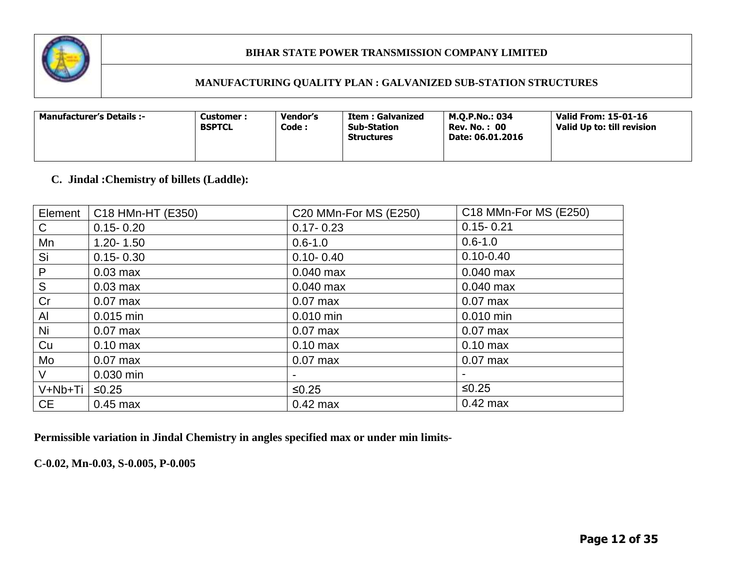**BIHAR STATE POWER TRANSMISSION COMPANY LIMITED**

**MANUFACTURING QUALITY PLAN : GALVANIZED SUB-STATION STRUCTURES**

| Manufacturer's Details :- | Customer : BSPTCL | Vendor's Code : | Item : Galvanized Sub-Station Structures | M.Q.P.No.: 034<br>Rev. No. : 00<br>Date: 06.01.2016 | Valid From: 15-01-16<br>Valid Up to: till revision |
|---|---|---|---|---|---|

### C. Jindal :Chemistry of billets (Laddle):

| Element | C18 HMn-HT (E350) | C20 MMn-For MS (E250) | C18 MMn-For MS (E250) |
|---|---|---|---|
| C | 0.15- 0.20 | 0.17- 0.23 | 0.15- 0.21 |
| Mn | 1.20- 1.50 | 0.6-1.0 | 0.6-1.0 |
| Si | 0.15- 0.30 | 0.10- 0.40 | 0.10-0.40 |
| P | 0.03 max | 0.040 max | 0.040 max |
| S | 0.03 max | 0.040 max | 0.040 max |
| Cr | 0.07 max | 0.07 max | 0.07 max |
| Al | 0.015 min | 0.010 min | 0.010 min |
| Ni | 0.07 max | 0.07 max | 0.07 max |
| Cu | 0.10 max | 0.10 max | 0.10 max |
| Mo | 0.07 max | 0.07 max | 0.07 max |
| V | 0.030 min | - | - |
| V+Nb+Ti | ≤0.25 | ≤0.25 | ≤0.25 |
| CE | 0.45 max | 0.42 max | 0.42 max |

**Permissible variation in Jindal Chemistry in angles specified max or under min limits-**

**C-0.02, Mn-0.03, S-0.005, P-0.005**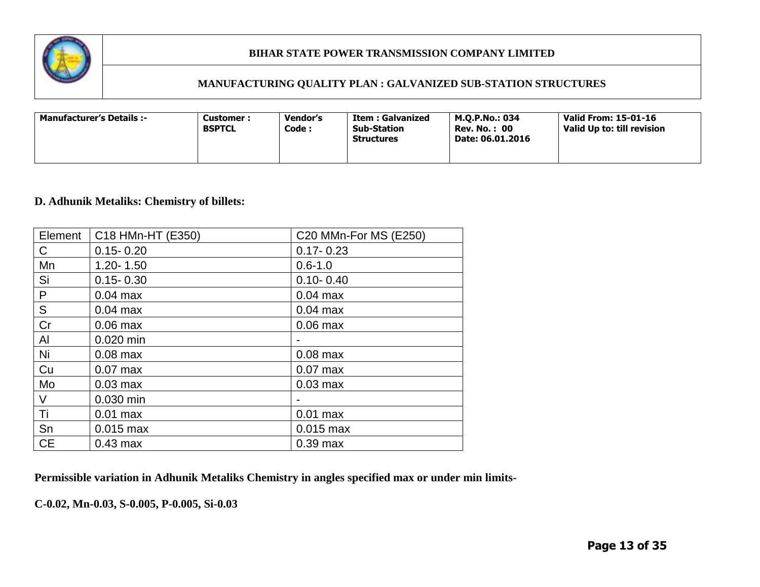| Manufacturer's Details :- | Customer : BSPTCL | Vendor's Code : | Item : Galvanized Sub-Station Structures | M.Q.P.No.: 034 Rev. No. : 00 Date: 06.01.2016 | Valid From: 15-01-16 Valid Up to: till revision |
|---|---|---|---|---|---|

**D. Adhunik Metaliks: Chemistry of billets:**

| Element | C18 HMn-HT (E350) | C20 MMn-For MS (E250) |
|---|---|---|
| C | 0.15- 0.20 | 0.17- 0.23 |
| Mn | 1.20- 1.50 | 0.6-1.0 |
| Si | 0.15- 0.30 | 0.10- 0.40 |
| P | 0.04 max | 0.04 max |
| S | 0.04 max | 0.04 max |
| Cr | 0.06 max | 0.06 max |
| Al | 0.020 min | - |
| Ni | 0.08 max | 0.08 max |
| Cu | 0.07 max | 0.07 max |
| Mo | 0.03 max | 0.03 max |
| V | 0.030 min | - |
| Ti | 0.01 max | 0.01 max |
| Sn | 0.015 max | 0.015 max |
| CE | 0.43 max | 0.39 max |

**Permissible variation in Adhunik Metaliks Chemistry in angles specified max or under min limits-**

**C-0.02, Mn-0.03, S-0.005, P-0.005, Si-0.03**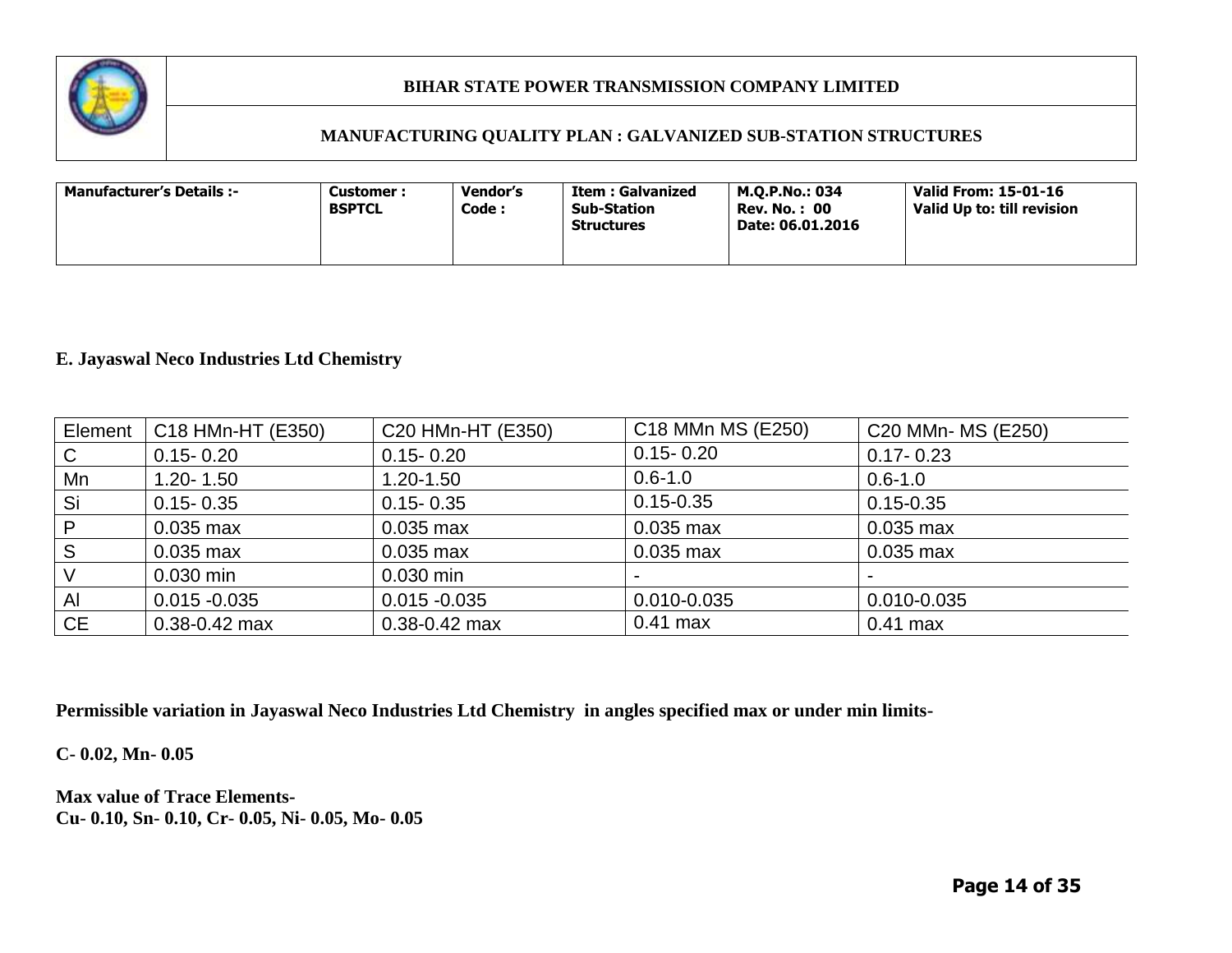**E. Jayaswal Neco Industries Ltd Chemistry**

| Element | C18 HMn-HT (E350) | C20 HMn-HT (E350) | C18 MMn MS (E250) | C20 MMn- MS (E250) |
|---|---|---|---|---|
| C | 0.15- 0.20 | 0.15- 0.20 | 0.15- 0.20 | 0.17- 0.23 |
| Mn | 1.20- 1.50 | 1.20-1.50 | 0.6-1.0 | 0.6-1.0 |
| Si | 0.15- 0.35 | 0.15- 0.35 | 0.15-0.35 | 0.15-0.35 |
| P | 0.035 max | 0.035 max | 0.035 max | 0.035 max |
| S | 0.035 max | 0.035 max | 0.035 max | 0.035 max |
| V | 0.030 min | 0.030 min | - | - |
| Al | 0.015 -0.035 | 0.015 -0.035 | 0.010-0.035 | 0.010-0.035 |
| CE | 0.38-0.42 max | 0.38-0.42 max | 0.41 max | 0.41 max |

**Permissible variation in Jayaswal Neco Industries Ltd Chemistry in angles specified max or under min limits-**

**C- 0.02, Mn- 0.05**

**Max value of Trace Elements-**
**Cu- 0.10, Sn- 0.10, Cr- 0.05, Ni- 0.05, Mo- 0.05**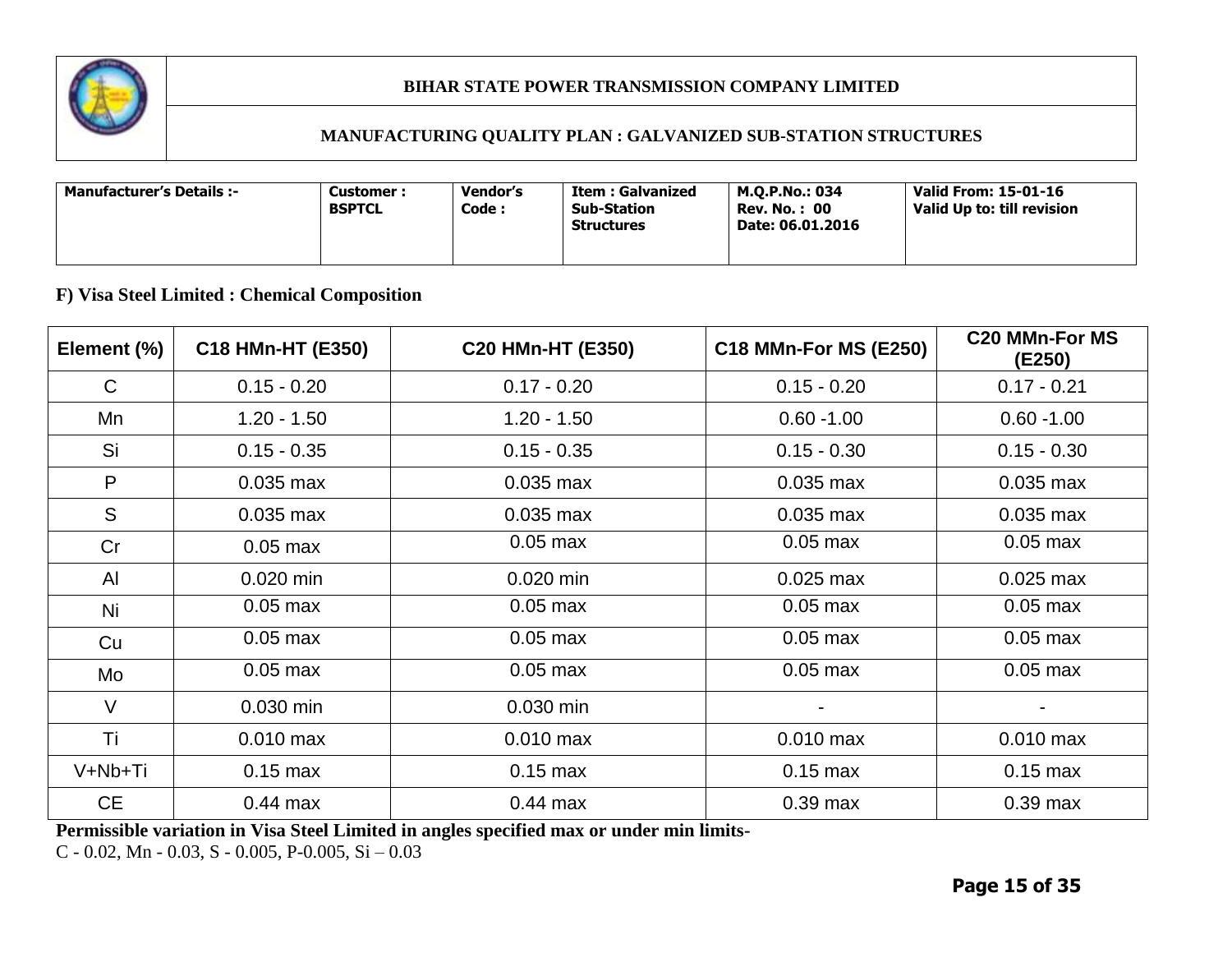**BIHAR STATE POWER TRANSMISSION COMPANY LIMITED**

**MANUFACTURING QUALITY PLAN : GALVANIZED SUB-STATION STRUCTURES**

| Manufacturer's Details :- | Customer : BSPTCL | Vendor's Code : | Item : Galvanized Sub-Station Structures | M.Q.P.No.: 034<br>Rev. No. : 00<br>Date: 06.01.2016 | Valid From: 15-01-16<br>Valid Up to: till revision |
|---|---|---|---|---|---|

### F) Visa Steel Limited : Chemical Composition

| Element (%) | C18 HMn-HT (E350) | C20 HMn-HT (E350) | C18 MMn-For MS (E250) | C20 MMn-For MS (E250) |
|---|---|---|---|---|
| C | 0.15 - 0.20 | 0.17 - 0.20 | 0.15 - 0.20 | 0.17 - 0.21 |
| Mn | 1.20 - 1.50 | 1.20 - 1.50 | 0.60 -1.00 | 0.60 -1.00 |
| Si | 0.15 - 0.35 | 0.15 - 0.35 | 0.15 - 0.30 | 0.15 - 0.30 |
| P | 0.035 max | 0.035 max | 0.035 max | 0.035 max |
| S | 0.035 max | 0.035 max | 0.035 max | 0.035 max |
| Cr | 0.05 max | 0.05 max | 0.05 max | 0.05 max |
| Al | 0.020 min | 0.020 min | 0.025 max | 0.025 max |
| Ni | 0.05 max | 0.05 max | 0.05 max | 0.05 max |
| Cu | 0.05 max | 0.05 max | 0.05 max | 0.05 max |
| Mo | 0.05 max | 0.05 max | 0.05 max | 0.05 max |
| V | 0.030 min | 0.030 min | - | - |
| Ti | 0.010 max | 0.010 max | 0.010 max | 0.010 max |
| V+Nb+Ti | 0.15 max | 0.15 max | 0.15 max | 0.15 max |
| CE | 0.44 max | 0.44 max | 0.39 max | 0.39 max |

**Permissible variation in Visa Steel Limited in angles specified max or under min limits-**

C - 0.02, Mn - 0.03, S - 0.005, P-0.005, Si – 0.03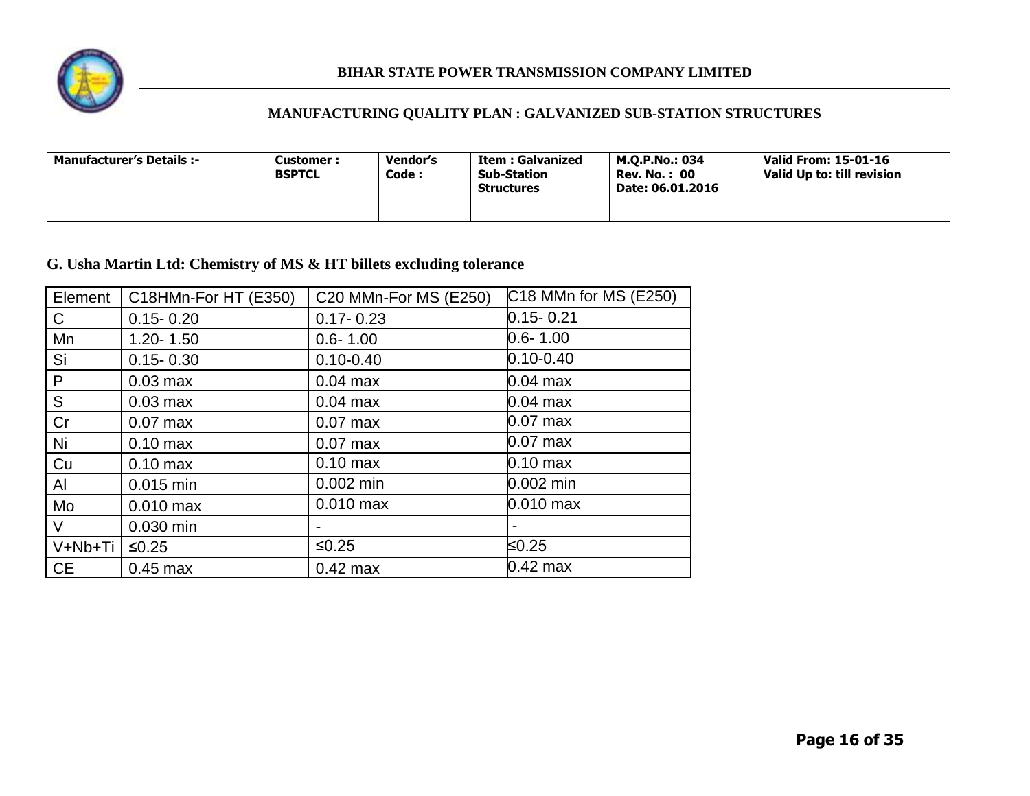**BIHAR STATE POWER TRANSMISSION COMPANY LIMITED**

**MANUFACTURING QUALITY PLAN : GALVANIZED SUB-STATION STRUCTURES**

| Manufacturer's Details :- | Customer : BSPTCL | Vendor's Code : | Item : Galvanized Sub-Station Structures | M.Q.P.No.: 034<br>Rev. No. : 00<br>Date: 06.01.2016 | Valid From: 15-01-16<br>Valid Up to: till revision |
|---|---|---|---|---|---|

### G. Usha Martin Ltd: Chemistry of MS & HT billets excluding tolerance

| Element | C18HMn-For HT (E350) | C20 MMn-For MS (E250) | C18 MMn for MS (E250) |
|---|---|---|---|
| C | 0.15- 0.20 | 0.17- 0.23 | 0.15- 0.21 |
| Mn | 1.20- 1.50 | 0.6- 1.00 | 0.6- 1.00 |
| Si | 0.15- 0.30 | 0.10-0.40 | 0.10-0.40 |
| P | 0.03 max | 0.04 max | 0.04 max |
| S | 0.03 max | 0.04 max | 0.04 max |
| Cr | 0.07 max | 0.07 max | 0.07 max |
| Ni | 0.10 max | 0.07 max | 0.07 max |
| Cu | 0.10 max | 0.10 max | 0.10 max |
| Al | 0.015 min | 0.002 min | 0.002 min |
| Mo | 0.010 max | 0.010 max | 0.010 max |
| V | 0.030 min | - | - |
| V+Nb+Ti | ≤0.25 | ≤0.25 | ≤0.25 |
| CE | 0.45 max | 0.42 max | 0.42 max |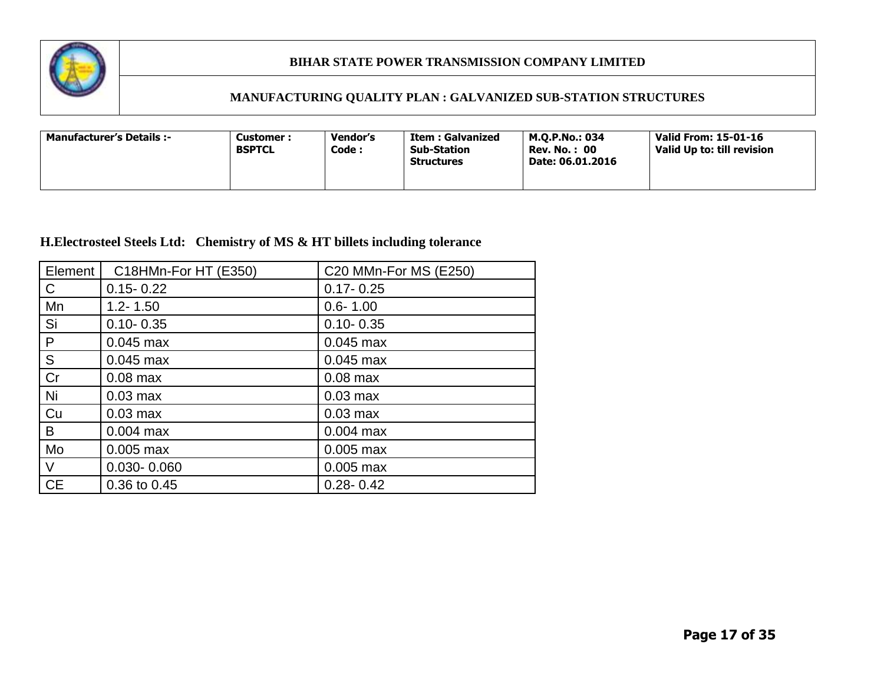**BIHAR STATE POWER TRANSMISSION COMPANY LIMITED**

**MANUFACTURING QUALITY PLAN : GALVANIZED SUB-STATION STRUCTURES**

| Manufacturer's Details :- | Customer : BSPTCL | Vendor's Code : | Item : Galvanized Sub-Station Structures | M.Q.P.No.: 034 Rev. No. : 00 Date: 06.01.2016 | Valid From: 15-01-16 Valid Up to: till revision |
|---|---|---|---|---|---|

**H.Electrosteel Steels Ltd: Chemistry of MS & HT billets including tolerance**

| Element | C18HMn-For HT (E350) | C20 MMn-For MS (E250) |
|---|---|---|
| C | 0.15- 0.22 | 0.17- 0.25 |
| Mn | 1.2- 1.50 | 0.6- 1.00 |
| Si | 0.10- 0.35 | 0.10- 0.35 |
| P | 0.045 max | 0.045 max |
| S | 0.045 max | 0.045 max |
| Cr | 0.08 max | 0.08 max |
| Ni | 0.03 max | 0.03 max |
| Cu | 0.03 max | 0.03 max |
| B | 0.004 max | 0.004 max |
| Mo | 0.005 max | 0.005 max |
| V | 0.030- 0.060 | 0.005 max |
| CE | 0.36 to 0.45 | 0.28- 0.42 |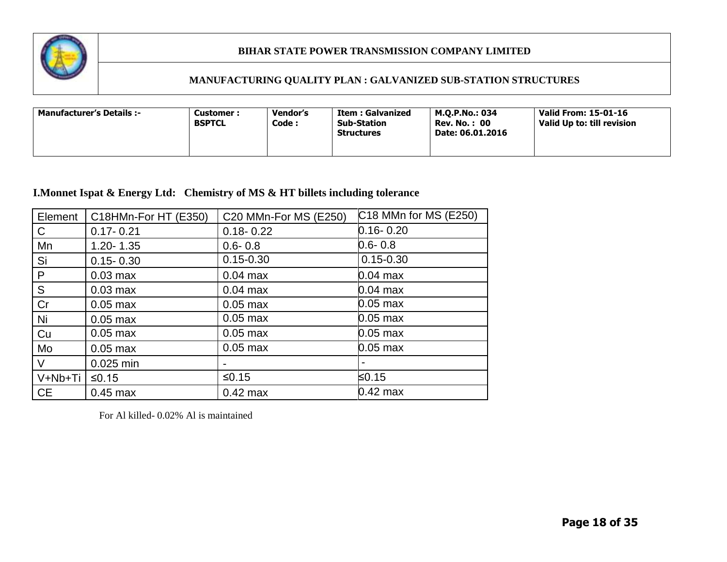**BIHAR STATE POWER TRANSMISSION COMPANY LIMITED**

**MANUFACTURING QUALITY PLAN : GALVANIZED SUB-STATION STRUCTURES**

| Manufacturer's Details :- | Customer : BSPTCL | Vendor's Code : | Item : Galvanized Sub-Station Structures | M.Q.P.No.: 034 Rev. No. : 00 Date: 06.01.2016 | Valid From: 15-01-16 Valid Up to: till revision |
|---|---|---|---|---|---|

**I.Monnet Ispat & Energy Ltd: Chemistry of MS & HT billets including tolerance**

| Element | C18HMn-For HT (E350) | C20 MMn-For MS (E250) | C18 MMn for MS (E250) |
|---|---|---|---|
| C | 0.17- 0.21 | 0.18- 0.22 | 0.16- 0.20 |
| Mn | 1.20- 1.35 | 0.6- 0.8 | 0.6- 0.8 |
| Si | 0.15- 0.30 | 0.15-0.30 | 0.15-0.30 |
| P | 0.03 max | 0.04 max | 0.04 max |
| S | 0.03 max | 0.04 max | 0.04 max |
| Cr | 0.05 max | 0.05 max | 0.05 max |
| Ni | 0.05 max | 0.05 max | 0.05 max |
| Cu | 0.05 max | 0.05 max | 0.05 max |
| Mo | 0.05 max | 0.05 max | 0.05 max |
| V | 0.025 min | - | - |
| V+Nb+Ti | ≤0.15 | ≤0.15 | ≤0.15 |
| CE | 0.45 max | 0.42 max | 0.42 max |

For Al killed- 0.02% Al is maintained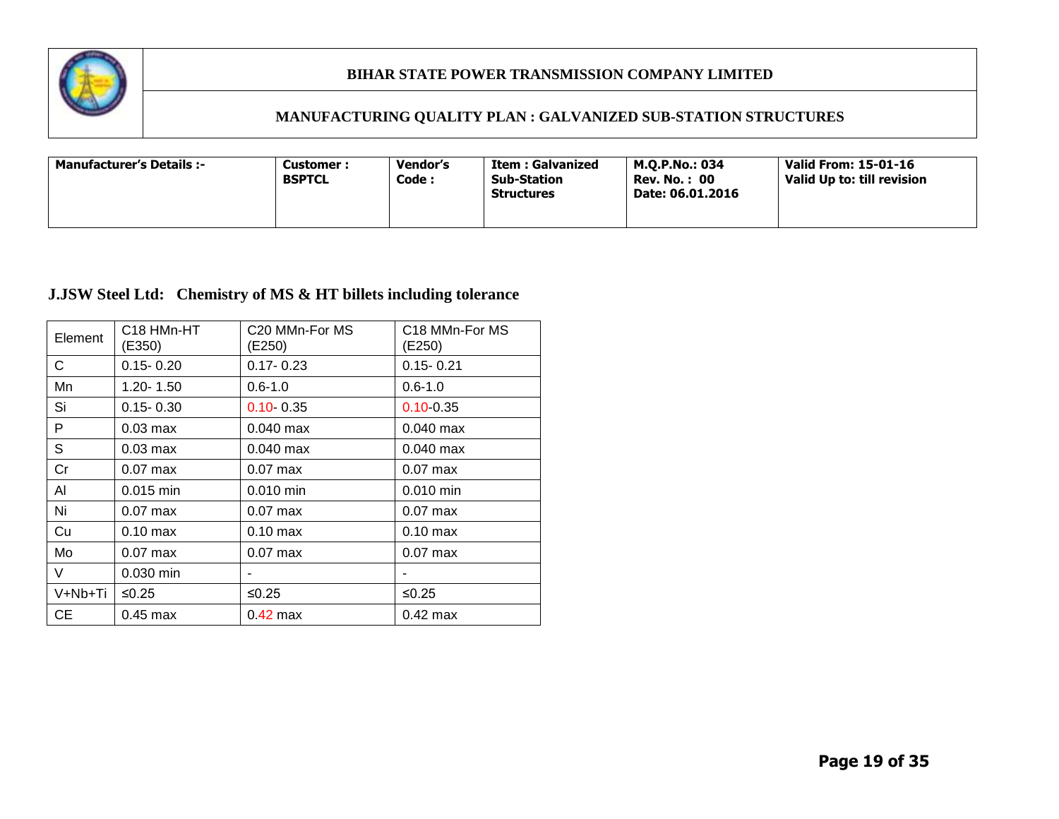**BIHAR STATE POWER TRANSMISSION COMPANY LIMITED**

**MANUFACTURING QUALITY PLAN : GALVANIZED SUB-STATION STRUCTURES**

| Manufacturer's Details :- | Customer : BSPTCL | Vendor's Code : | Item : Galvanized Sub-Station Structures | M.Q.P.No.: 034 Rev. No. : 00 Date: 06.01.2016 | Valid From: 15-01-16 Valid Up to: till revision |
|---|---|---|---|---|---|

## J.JSW Steel Ltd: Chemistry of MS & HT billets including tolerance

| Element | C18 HMn-HT (E350) | C20 MMn-For MS (E250) | C18 MMn-For MS (E250) |
|---|---|---|---|
| C | 0.15- 0.20 | 0.17- 0.23 | 0.15- 0.21 |
| Mn | 1.20- 1.50 | 0.6-1.0 | 0.6-1.0 |
| Si | 0.15- 0.30 | 0.10- 0.35 | 0.10-0.35 |
| P | 0.03 max | 0.040 max | 0.040 max |
| S | 0.03 max | 0.040 max | 0.040 max |
| Cr | 0.07 max | 0.07 max | 0.07 max |
| Al | 0.015 min | 0.010 min | 0.010 min |
| Ni | 0.07 max | 0.07 max | 0.07 max |
| Cu | 0.10 max | 0.10 max | 0.10 max |
| Mo | 0.07 max | 0.07 max | 0.07 max |
| V | 0.030 min | - | - |
| V+Nb+Ti | ≤0.25 | ≤0.25 | ≤0.25 |
| CE | 0.45 max | 0.42 max | 0.42 max |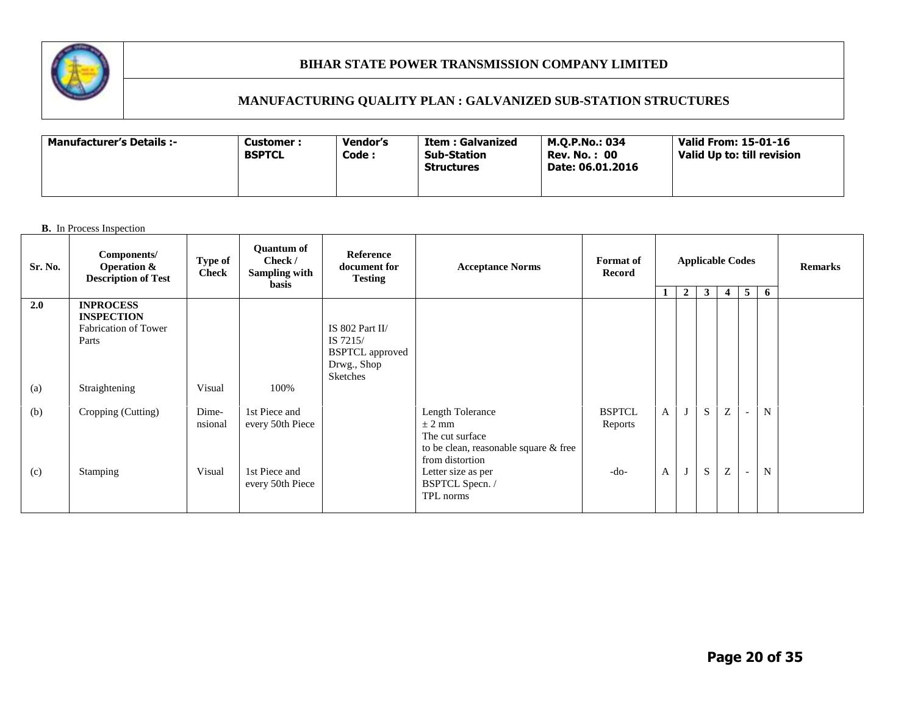**BIHAR STATE POWER TRANSMISSION COMPANY LIMITED**

**MANUFACTURING QUALITY PLAN : GALVANIZED SUB-STATION STRUCTURES**

| Manufacturer's Details :- | Customer : BSPTCL | Vendor's Code : | Item : Galvanized Sub-Station Structures | M.Q.P.No.: 034<br>Rev. No. : 00<br>Date: 06.01.2016 | Valid From: 15-01-16<br>Valid Up to: till revision |
|---|---|---|---|---|---|

**B.** In Process Inspection

| Sr. No. | Components/ Operation & Description of Test | Type of Check | Quantum of Check / Sampling with basis | Reference document for Testing | Acceptance Norms | Format of Record | Applicable Codes | | | | | | Remarks |
|---|---|---|---|---|---|---|---|---|---|---|---|---|---|
| | | | | | | | 1 | 2 | 3 | 4 | 5 | 6 | |
| **2.0** | **INPROCESS INSPECTION**<br>Fabrication of Tower Parts | | | IS 802 Part II/ IS 7215/ BSPTCL approved Drwg., Shop Sketches | | | | | | | | | |
| (a) | Straightening | Visual | 100% | | | | | | | | | | |
| (b) | Cropping (Cutting) | Dime-nsional | 1st Piece and every 50th Piece | | Length Tolerance ± 2 mm<br>The cut surface to be clean, reasonable square & free from distortion | BSPTCL Reports | A | J | S | Z | - | N | |
| (c) | Stamping | Visual | 1st Piece and every 50th Piece | | Letter size as per BSPTCL Specn. / TPL norms | -do- | A | J | S | Z | - | N | |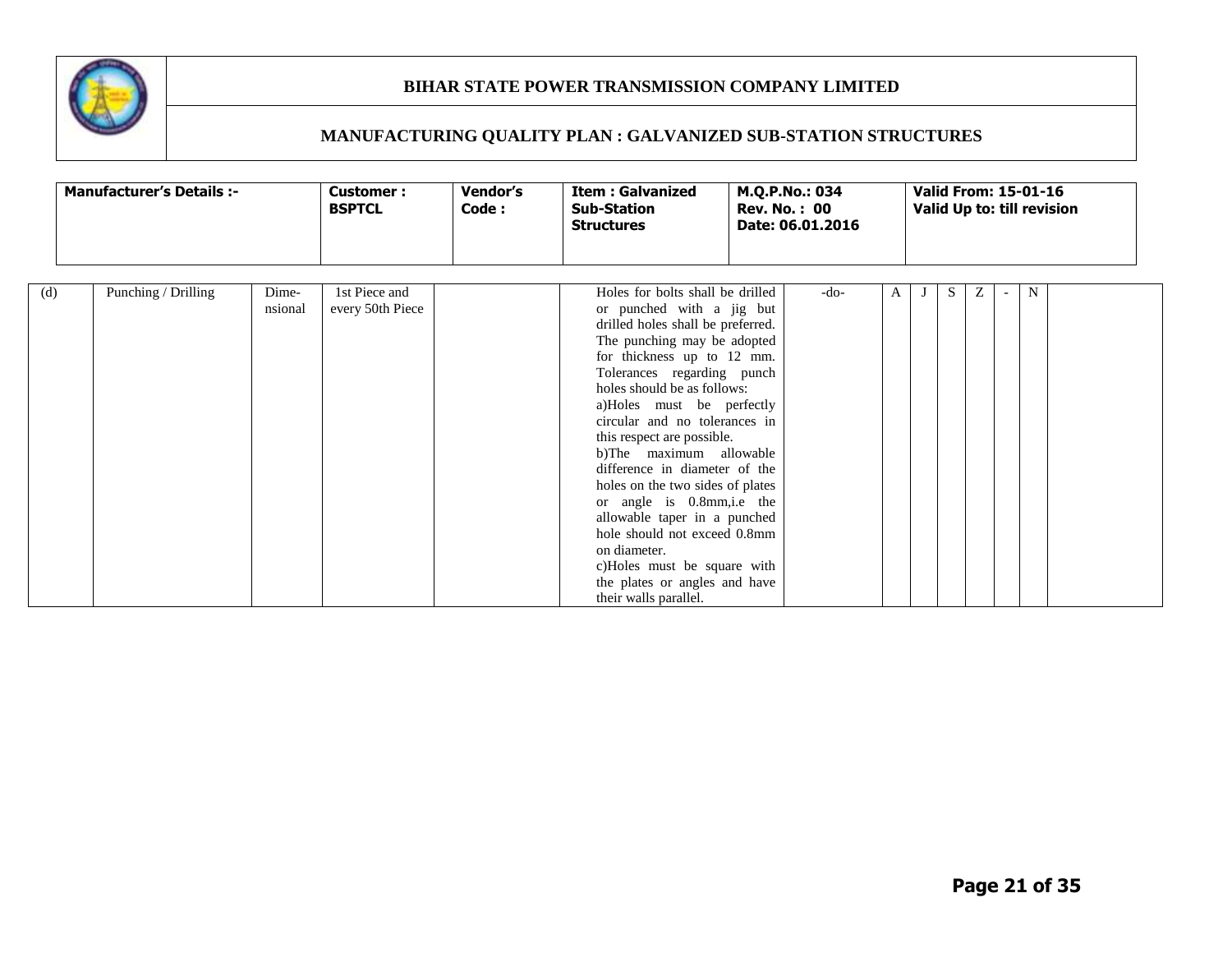# BIHAR STATE POWER TRANSMISSION COMPANY LIMITED

## MANUFACTURING QUALITY PLAN : GALVANIZED SUB-STATION STRUCTURES

| Manufacturer's Details :- | Customer : BSPTCL | Vendor's Code : | Item : Galvanized Sub-Station Structures | M.Q.P.No.: 034<br>Rev. No. : 00<br>Date: 06.01.2016 | Valid From: 15-01-16<br>Valid Up to: till revision |
|---|---|---|---|---|---|

| | | | | | | | | | | | | | | |
|---|---|---|---|---|---|---|---|---|---|---|---|---|---|---|
| (d) | Punching / Drilling | Dime-nsional | 1st Piece and every 50th Piece | | | Holes for bolts shall be drilled or punched with a jig but drilled holes shall be preferred. The punching may be adopted for thickness up to 12 mm. Tolerances regarding punch holes should be as follows:<br>a)Holes must be perfectly circular and no tolerances in this respect are possible.<br>b)The maximum allowable difference in diameter of the holes on the two sides of plates or angle is 0.8mm,i.e the allowable taper in a punched hole should not exceed 0.8mm on diameter.<br>c)Holes must be square with the plates or angles and have their walls parallel. | -do- | A | J | S | Z | - | N | |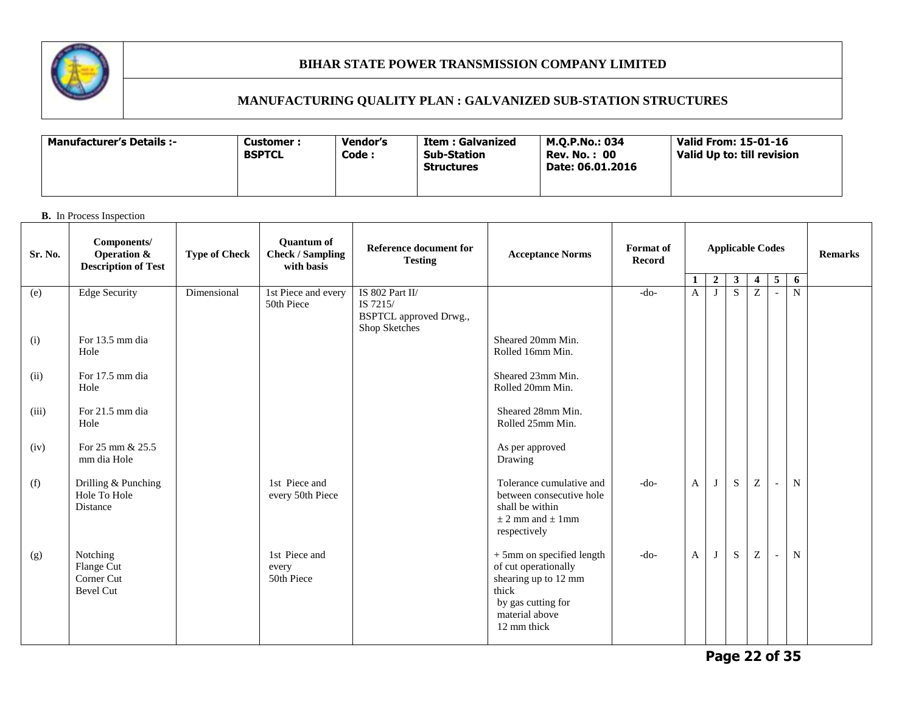# BIHAR STATE POWER TRANSMISSION COMPANY LIMITED

## MANUFACTURING QUALITY PLAN : GALVANIZED SUB-STATION STRUCTURES

| Manufacturer's Details :- | Customer : BSPTCL | Vendor's Code : | Item : Galvanized Sub-Station Structures | M.Q.P.No.: 034<br>Rev. No. : 00<br>Date: 06.01.2016 | Valid From: 15-01-16<br>Valid Up to: till revision |
|---|---|---|---|---|---|

**B.** In Process Inspection

| Sr. No. | Components/ Operation & Description of Test | Type of Check | Quantum of Check / Sampling with basis | Reference document for Testing | Acceptance Norms | Format of Record | Applicable Codes | | | | | | Remarks |
|---|---|---|---|---|---|---|---|---|---|---|---|---|---|
| | | | | | | | 1 | 2 | 3 | 4 | 5 | 6 | |
| (e) | Edge Security | Dimensional | 1st Piece and every 50th Piece | IS 802 Part II/ IS 7215/ BSPTCL approved Drwg., Shop Sketches | | -do- | A | J | S | Z | - | N | |
| (i) | For 13.5 mm dia Hole | | | | Sheared 20mm Min.<br>Rolled 16mm Min. | | | | | | | | |
| (ii) | For 17.5 mm dia Hole | | | | Sheared 23mm Min.<br>Rolled 20mm Min. | | | | | | | | |
| (iii) | For 21.5 mm dia Hole | | | | Sheared 28mm Min.<br>Rolled 25mm Min. | | | | | | | | |
| (iv) | For 25 mm & 25.5 mm dia Hole | | | | As per approved Drawing | | | | | | | | |
| (f) | Drilling & Punching Hole To Hole Distance | | 1st Piece and every 50th Piece | | Tolerance cumulative and between consecutive hole shall be within $\pm$ 2 mm and $\pm$ 1mm respectively | -do- | A | J | S | Z | - | N | |
| (g) | Notching<br>Flange Cut<br>Corner Cut<br>Bevel Cut | | 1st Piece and every 50th Piece | | + 5mm on specified length of cut operationally shearing up to 12 mm thick by gas cutting for material above 12 mm thick | -do- | A | J | S | Z | - | N | |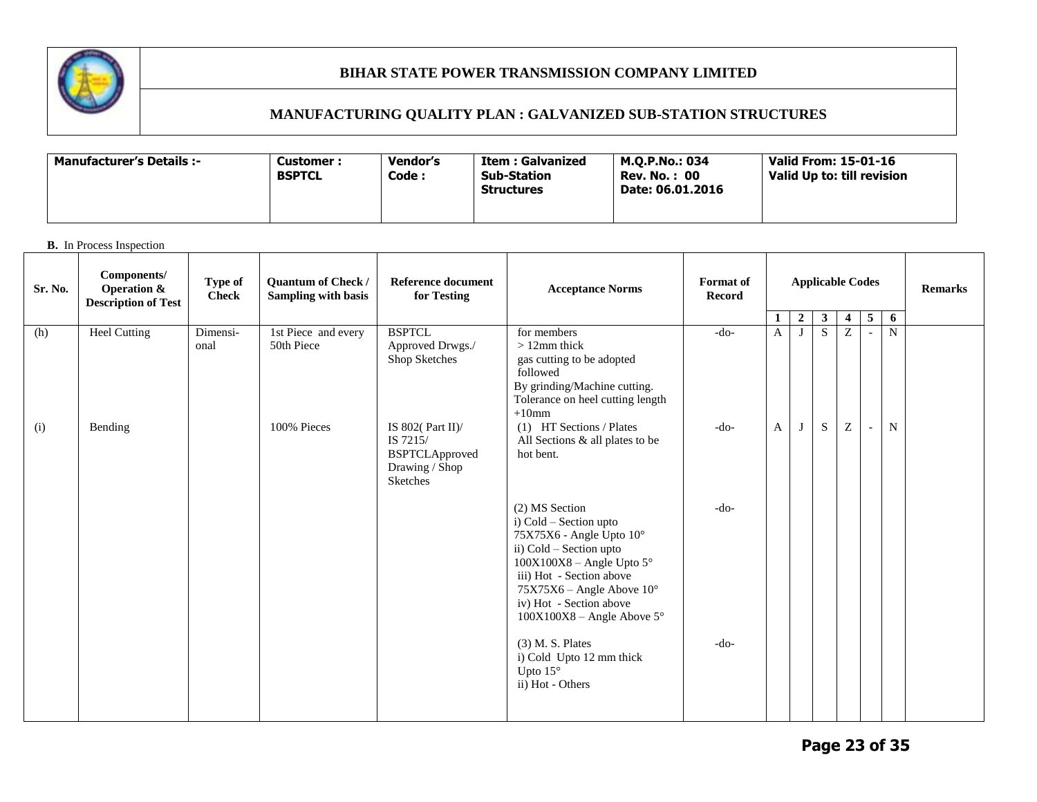# BIHAR STATE POWER TRANSMISSION COMPANY LIMITED

## MANUFACTURING QUALITY PLAN : GALVANIZED SUB-STATION STRUCTURES

| Manufacturer's Details :- | Customer : BSPTCL | Vendor's Code : | Item : Galvanized Sub-Station Structures | M.Q.P.No.: 034<br>Rev. No. : 00<br>Date: 06.01.2016 | Valid From: 15-01-16<br>Valid Up to: till revision |
|---|---|---|---|---|---|

**B.** In Process Inspection

| Sr. No. | Components/ Operation & Description of Test | Type of Check | Quantum of Check / Sampling with basis | Reference document for Testing | Acceptance Norms | Format of Record | Applicable Codes | | | | | | Remarks |
|---|---|---|---|---|---|---|---|---|---|---|---|---|---|
| | | | | | | | 1 | 2 | 3 | 4 | 5 | 6 | |
| (h) | Heel Cutting | Dimensi-onal | 1st Piece and every 50th Piece | BSPTCL Approved Drwgs./ Shop Sketches | for members > 12mm thick gas cutting to be adopted followed By grinding/Machine cutting. Tolerance on heel cutting length +10mm | -do- | A | J | S | Z | - | N | |
| (i) | Bending | | 100% Pieces | IS 802( Part II)/ IS 7215/ BSPTCLApproved Drawing / Shop Sketches | (1) HT Sections / Plates All Sections & all plates to be hot bent. | -do- | A | J | S | Z | - | N | |
| | | | | | (2) MS Section<br>i) Cold – Section upto 75X75X6 - Angle Upto 10°<br>ii) Cold – Section upto 100X100X8 – Angle Upto 5°<br>iii) Hot - Section above 75X75X6 – Angle Above 10°<br>iv) Hot - Section above 100X100X8 – Angle Above 5° | -do- | | | | | | | |
| | | | | | (3) M. S. Plates<br>i) Cold Upto 12 mm thick Upto 15°<br>ii) Hot - Others | -do- | | | | | | | |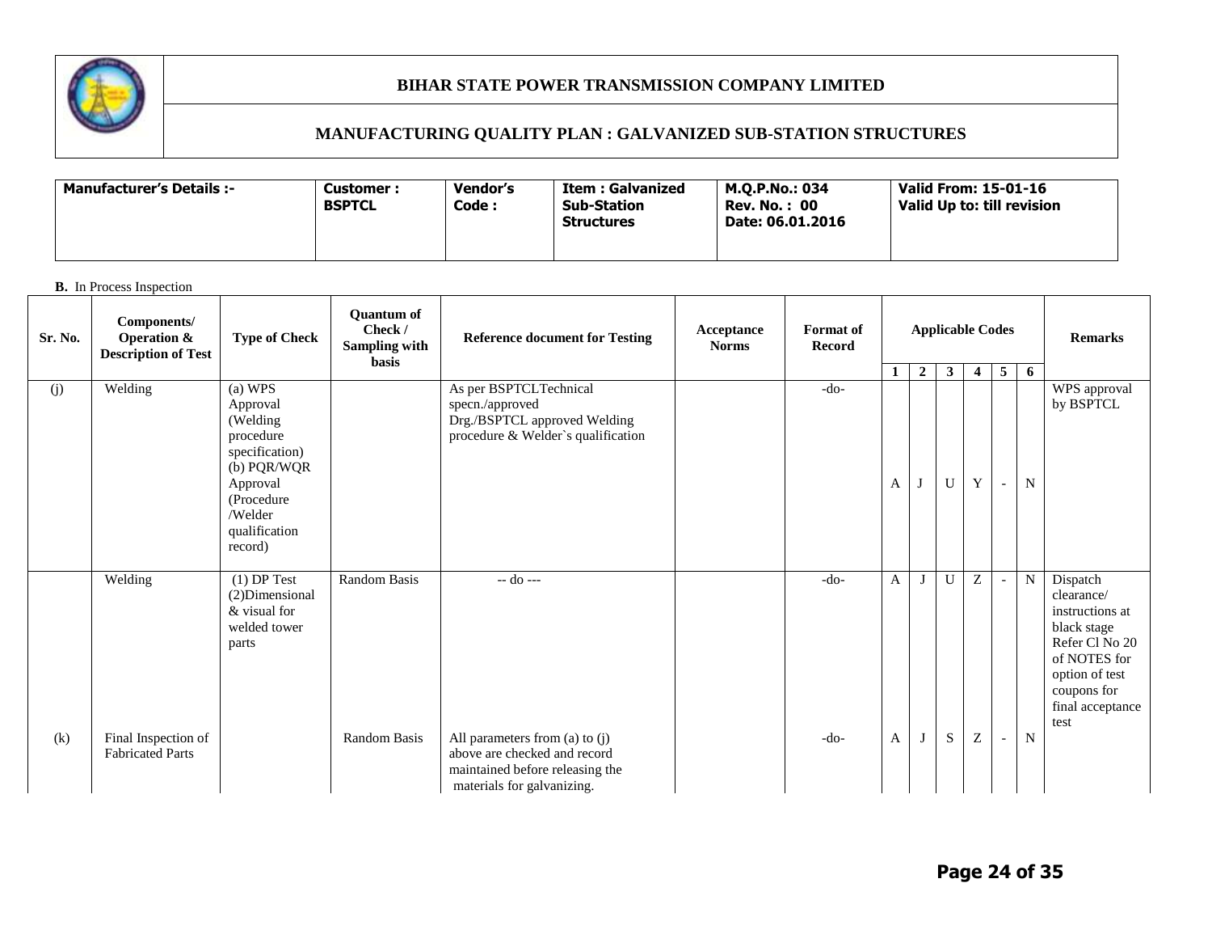# BIHAR STATE POWER TRANSMISSION COMPANY LIMITED

## MANUFACTURING QUALITY PLAN : GALVANIZED SUB-STATION STRUCTURES

| Manufacturer's Details :- | Customer : BSPTCL | Vendor's Code : | Item : Galvanized Sub-Station Structures | M.Q.P.No.: 034 Rev. No. : 00 Date: 06.01.2016 | Valid From: 15-01-16 Valid Up to: till revision |
|---|---|---|---|---|---|
| | | | | | |

**B.** In Process Inspection

| Sr. No. | Components/ Operation & Description of Test | Type of Check | Quantum of Check / Sampling with basis | Reference document for Testing | Acceptance Norms | Format of Record | Applicable Codes | | | | | | Remarks |
|---|---|---|---|---|---|---|---|---|---|---|---|---|---|
| | | | | | | | 1 | 2 | 3 | 4 | 5 | 6 | |
| (j) | Welding | (a) WPS Approval (Welding procedure specification) (b) PQR/WQR Approval (Procedure /Welder qualification record) | | As per BSPTCLTechnical specn./approved Drg./BSPTCL approved Welding procedure & Welder`s qualification | | -do- | A | J | U | Y | - | N | WPS approval by BSPTCL |
| | Welding | (1) DP Test (2)Dimensional & visual for welded tower parts | Random Basis | -- do --- | | -do- | A | J | U | Z | - | N | Dispatch clearance/ instructions at black stage Refer Cl No 20 of NOTES for option of test coupons for final acceptance test |
| (k) | Final Inspection of Fabricated Parts | | Random Basis | All parameters from (a) to (j) above are checked and record maintained before releasing the materials for galvanizing. | | -do- | A | J | S | Z | - | N | |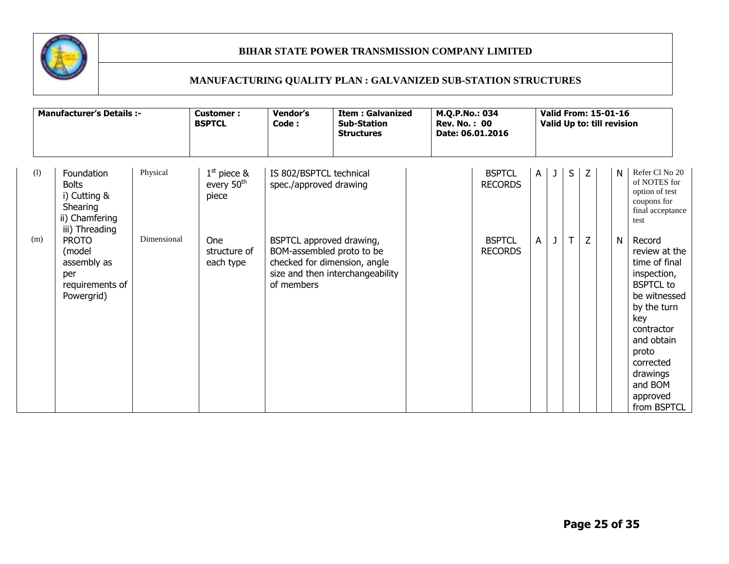# BIHAR STATE POWER TRANSMISSION COMPANY LIMITED

## MANUFACTURING QUALITY PLAN : GALVANIZED SUB-STATION STRUCTURES

| Manufacturer's Details :- | Customer : BSPTCL | Vendor's Code : | Item : Galvanized Sub-Station Structures | M.Q.P.No.: 034 Rev. No. : 00 Date: 06.01.2016 | Valid From: 15-01-16 Valid Up to: till revision |
|---|---|---|---|---|---|

| | | | | | | | | | | | | | |
|---|---|---|---|---|---|---|---|---|---|---|---|---|---|
| (l) | Foundation Bolts i) Cutting & Shearing ii) Chamfering iii) Threading | Physical | 1st piece & every 50th piece | IS 802/BSPTCL technical spec./approved drawing | | BSPTCL RECORDS | A | J | S | Z | | N | Refer Cl No 20 of NOTES for option of test coupons for final acceptance test |
| (m) | PROTO (model assembly as per requirements of Powergrid) | Dimensional | One structure of each type | BSPTCL approved drawing, BOM-assembled proto to be checked for dimension, angle size and then interchangeability of members | | BSPTCL RECORDS | A | J | T | Z | | N | Record review at the time of final inspection, BSPTCL to be witnessed by the turn key contractor and obtain proto corrected drawings and BOM approved from BSPTCL |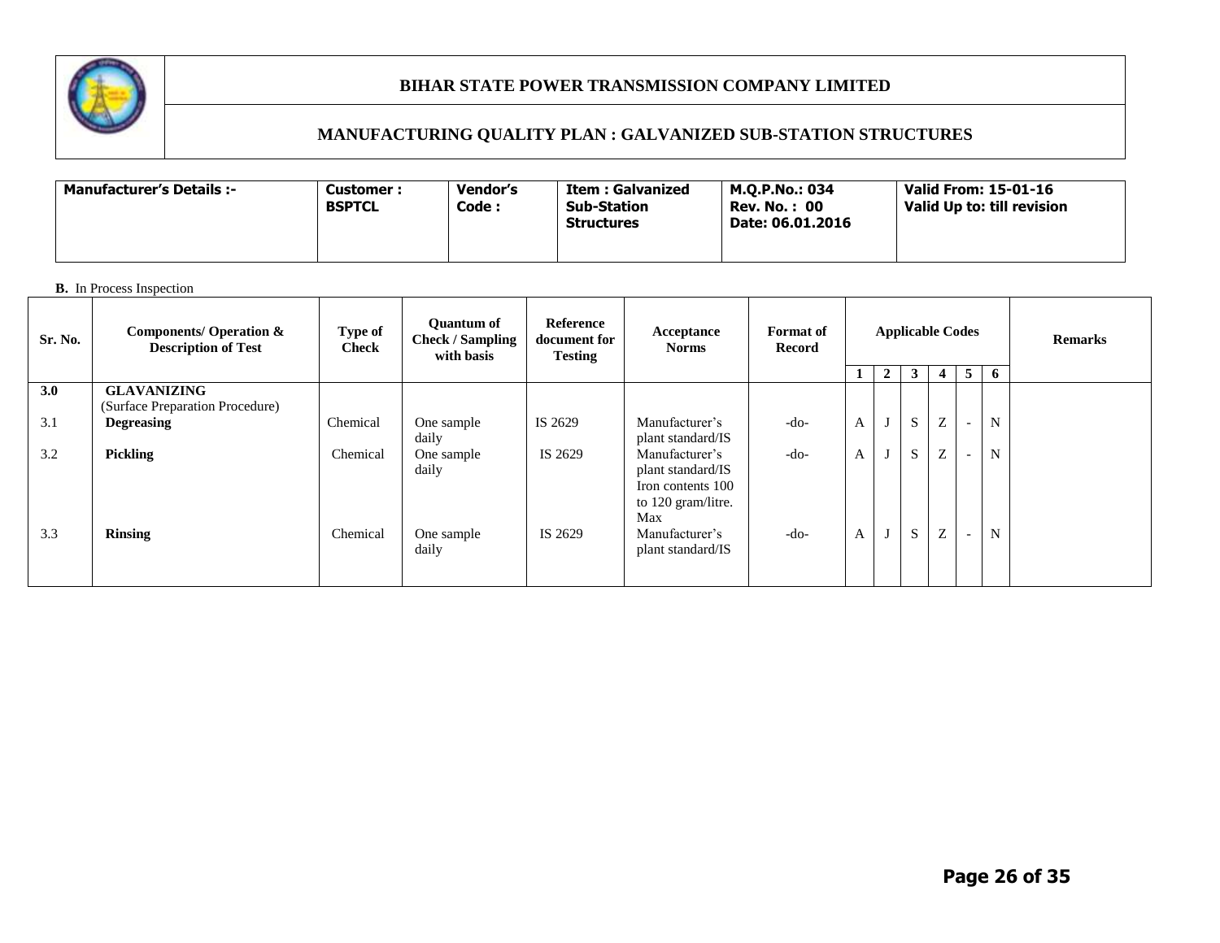**BIHAR STATE POWER TRANSMISSION COMPANY LIMITED**

**MANUFACTURING QUALITY PLAN : GALVANIZED SUB-STATION STRUCTURES**

| Manufacturer's Details :- | Customer : BSPTCL | Vendor's Code : | Item : Galvanized Sub-Station Structures | M.Q.P.No.: 034 Rev. No. : 00 Date: 06.01.2016 | Valid From: 15-01-16 Valid Up to: till revision |
|---|---|---|---|---|---|

**B.** In Process Inspection

| Sr. No. | Components/ Operation & Description of Test | Type of Check | Quantum of Check / Sampling with basis | Reference document for Testing | Acceptance Norms | Format of Record | Applicable Codes | | | | | | Remarks |
|---|---|---|---|---|---|---|---|---|---|---|---|---|---|
| | | | | | | | 1 | 2 | 3 | 4 | 5 | 6 | |
| **3.0** | **GLAVANIZING** (Surface Preparation Procedure) | | | | | | | | | | | | |
| 3.1 | **Degreasing** | Chemical | One sample daily | IS 2629 | Manufacturer's plant standard/IS | -do- | A | J | S | Z | - | N | |
| 3.2 | **Pickling** | Chemical | One sample daily | IS 2629 | Manufacturer's plant standard/IS Iron contents 100 to 120 gram/litre. Max | -do- | A | J | S | Z | - | N | |
| 3.3 | **Rinsing** | Chemical | One sample daily | IS 2629 | Manufacturer's plant standard/IS | -do- | A | J | S | Z | - | N | |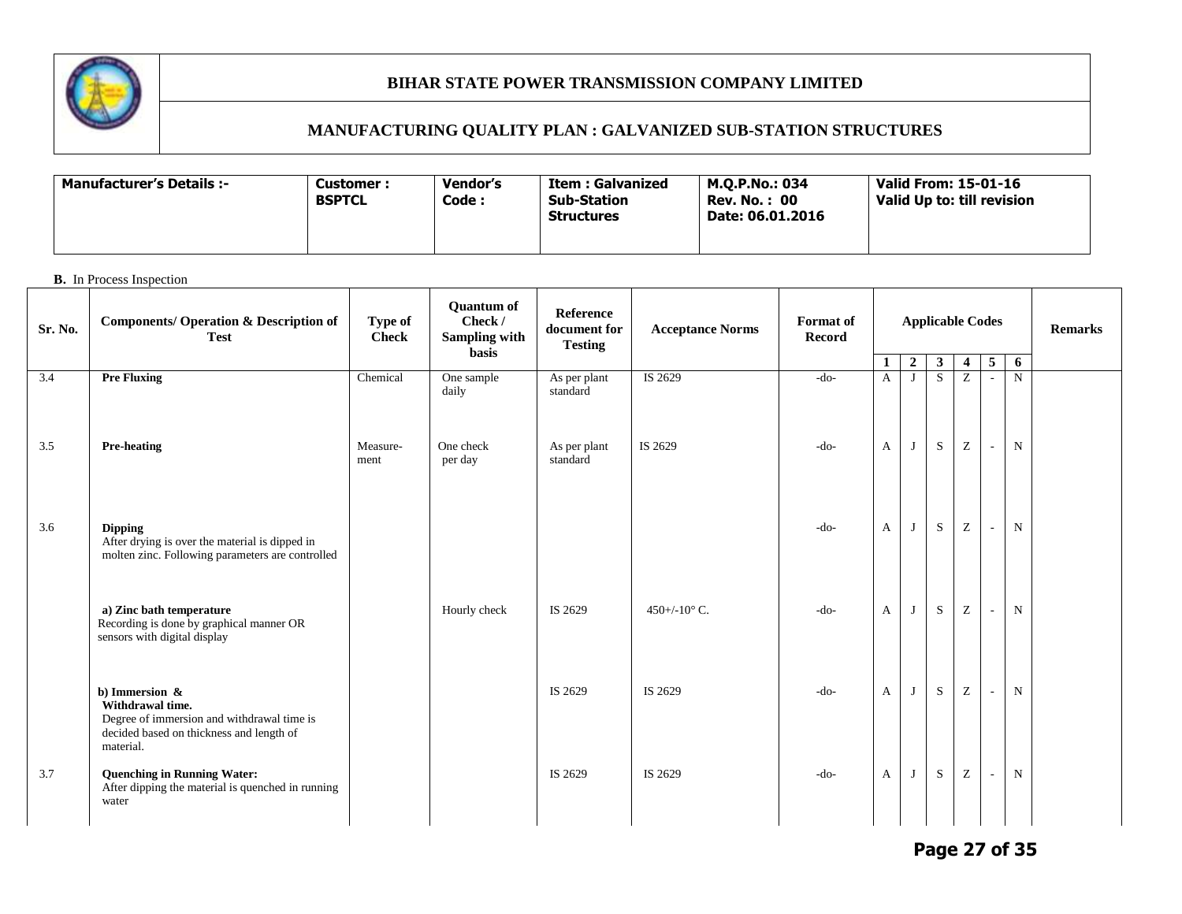# BIHAR STATE POWER TRANSMISSION COMPANY LIMITED

## MANUFACTURING QUALITY PLAN : GALVANIZED SUB-STATION STRUCTURES

| Manufacturer's Details :- | Customer : BSPTCL | Vendor's Code : | Item : Galvanized Sub-Station Structures | M.Q.P.No.: 034<br>Rev. No. : 00<br>Date: 06.01.2016 | Valid From: 15-01-16<br>Valid Up to: till revision |
|---|---|---|---|---|---|

**B.** In Process Inspection

| Sr. No. | Components/ Operation & Description of Test | Type of Check | Quantum of Check / Sampling with basis | Reference document for Testing | Acceptance Norms | Format of Record | Applicable Codes | | | | | | Remarks |
|---|---|---|---|---|---|---|---|---|---|---|---|---|---|
| | | | | | | | 1 | 2 | 3 | 4 | 5 | 6 | |
| 3.4 | **Pre Fluxing** | Chemical | One sample daily | As per plant standard | IS 2629 | -do- | A | J | S | Z | - | N | |
| 3.5 | **Pre-heating** | Measure-ment | One check per day | As per plant standard | IS 2629 | -do- | A | J | S | Z | - | N | |
| 3.6 | **Dipping**<br>After drying is over the material is dipped in molten zinc. Following parameters are controlled | | | | | -do- | A | J | S | Z | - | N | |
| | **a) Zinc bath temperature**<br>Recording is done by graphical manner OR sensors with digital display | | Hourly check | IS 2629 | 450+/-10° C. | -do- | A | J | S | Z | - | N | |
| | **b) Immersion & Withdrawal time.**<br>Degree of immersion and withdrawal time is decided based on thickness and length of material. | | | IS 2629 | IS 2629 | -do- | A | J | S | Z | - | N | |
| 3.7 | **Quenching in Running Water:**<br>After dipping the material is quenched in running water | | | IS 2629 | IS 2629 | -do- | A | J | S | Z | - | N | |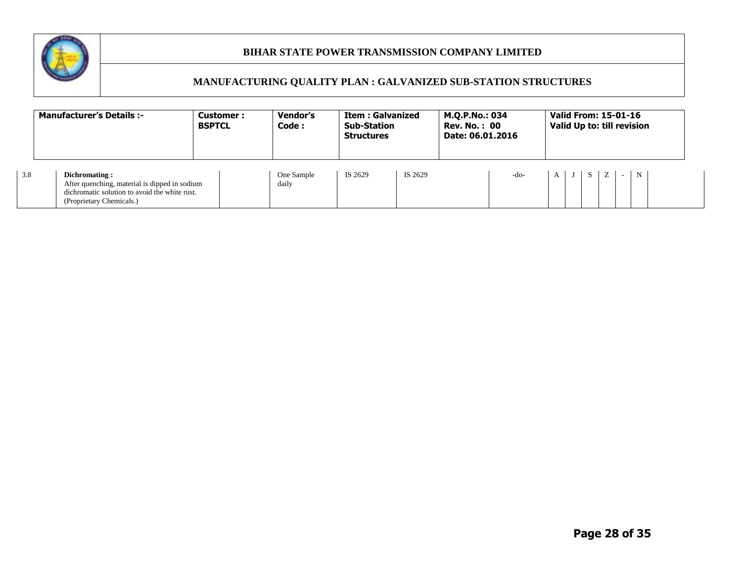# BIHAR STATE POWER TRANSMISSION COMPANY LIMITED

## MANUFACTURING QUALITY PLAN : GALVANIZED SUB-STATION STRUCTURES

| Manufacturer's Details :- | Customer : BSPTCL | Vendor's Code : | Item : Galvanized Sub-Station Structures | M.Q.P.No.: 034<br>Rev. No. : 00<br>Date: 06.01.2016 | Valid From: 15-01-16<br>Valid Up to: till revision |
|---|---|---|---|---|---|

| | | | | | | | | | | | | | | |
|---|---|---|---|---|---|---|---|---|---|---|---|---|---|---|
| 3.8 | **Dichromating :**<br>After quenching, material is dipped in sodium dichromatic solution to avoid the white rust. (Proprietary Chemicals.) | | One Sample daily | IS 2629 | IS 2629 | -do- | A | J | S | Z | - | N | |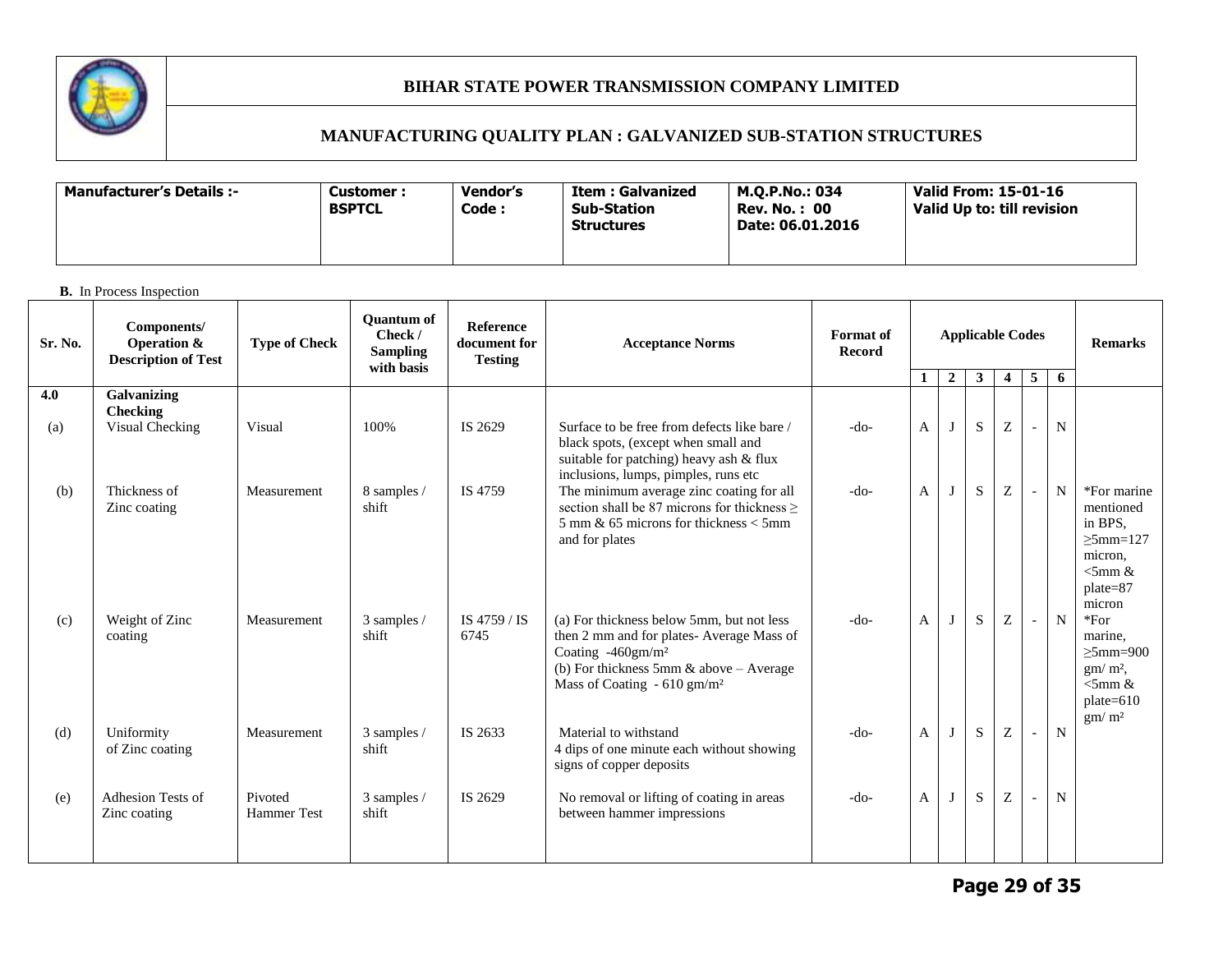# BIHAR STATE POWER TRANSMISSION COMPANY LIMITED

## MANUFACTURING QUALITY PLAN : GALVANIZED SUB-STATION STRUCTURES

| Manufacturer's Details :- | Customer : BSPTCL | Vendor's Code : | Item : Galvanized Sub-Station Structures | M.Q.P.No.: 034 Rev. No. : 00 Date: 06.01.2016 | Valid From: 15-01-16 Valid Up to: till revision |
|---|---|---|---|---|---|

**B.** In Process Inspection

| Sr. No. | Components/ Operation & Description of Test | Type of Check | Quantum of Check / Sampling with basis | Reference document for Testing | Acceptance Norms | Format of Record | Applicable Codes | | | | | | Remarks |
|---|---|---|---|---|---|---|---|---|---|---|---|---|---|
| | | | | | | | 1 | 2 | 3 | 4 | 5 | 6 | |
| 4.0 | **Galvanizing Checking** | | | | | | | | | | | | |
| (a) | Visual Checking | Visual | 100% | IS 2629 | Surface to be free from defects like bare / black spots, (except when small and suitable for patching) heavy ash & flux inclusions, lumps, pimples, runs etc | -do- | A | J | S | Z | - | N | |
| (b) | Thickness of Zinc coating | Measurement | 8 samples / shift | IS 4759 | The minimum average zinc coating for all section shall be 87 microns for thickness ≥ 5 mm & 65 microns for thickness < 5mm and for plates | -do- | A | J | S | Z | - | N | *For marine mentioned in BPS, ≥5mm=127 micron, <5mm & plate=87 micron |
| (c) | Weight of Zinc coating | Measurement | 3 samples / shift | IS 4759 / IS 6745 | (a) For thickness below 5mm, but not less then 2 mm and for plates- Average Mass of Coating -460gm/m² (b) For thickness 5mm & above – Average Mass of Coating - 610 gm/m² | -do- | A | J | S | Z | - | N | *For marine, ≥5mm=900 gm/ m², <5mm & plate=610 gm/ m² |
| (d) | Uniformity of Zinc coating | Measurement | 3 samples / shift | IS 2633 | Material to withstand 4 dips of one minute each without showing signs of copper deposits | -do- | A | J | S | Z | - | N | |
| (e) | Adhesion Tests of Zinc coating | Pivoted Hammer Test | 3 samples / shift | IS 2629 | No removal or lifting of coating in areas between hammer impressions | -do- | A | J | S | Z | - | N | |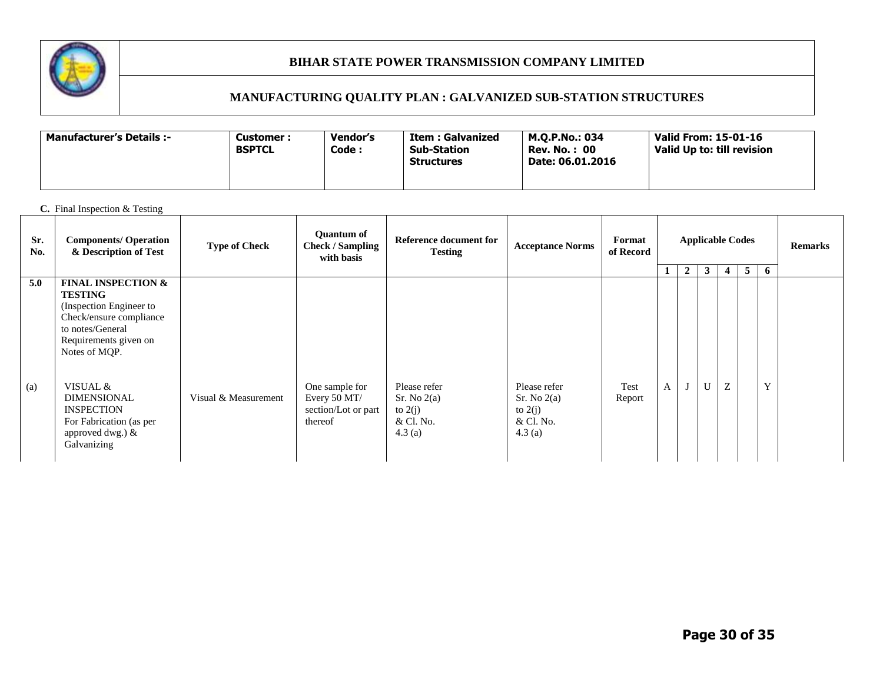# BIHAR STATE POWER TRANSMISSION COMPANY LIMITED

## MANUFACTURING QUALITY PLAN : GALVANIZED SUB-STATION STRUCTURES

| Manufacturer's Details :- | Customer : BSPTCL | Vendor's Code : | Item : Galvanized Sub-Station Structures | M.Q.P.No.: 034 Rev. No. : 00 Date: 06.01.2016 | Valid From: 15-01-16 Valid Up to: till revision |
|---|---|---|---|---|---|

**C.** Final Inspection & Testing

| Sr. No. | Components/ Operation & Description of Test | Type of Check | Quantum of Check / Sampling with basis | Reference document for Testing | Acceptance Norms | Format of Record | Applicable Codes | | | | | | Remarks |
|---|---|---|---|---|---|---|---|---|---|---|---|---|---|
| | | | | | | | 1 | 2 | 3 | 4 | 5 | 6 | |
| 5.0 | **FINAL INSPECTION & TESTING** (Inspection Engineer to Check/ensure compliance to notes/General Requirements given on Notes of MQP. | | | | | | | | | | | | |
| (a) | VISUAL & DIMENSIONAL INSPECTION For Fabrication (as per approved dwg.) & Galvanizing | Visual & Measurement | One sample for Every 50 MT/ section/Lot or part thereof | Please refer Sr. No 2(a) to 2(j) & Cl. No. 4.3 (a) | Please refer Sr. No 2(a) to 2(j) & Cl. No. 4.3 (a) | Test Report | A | J | U | Z | | Y | |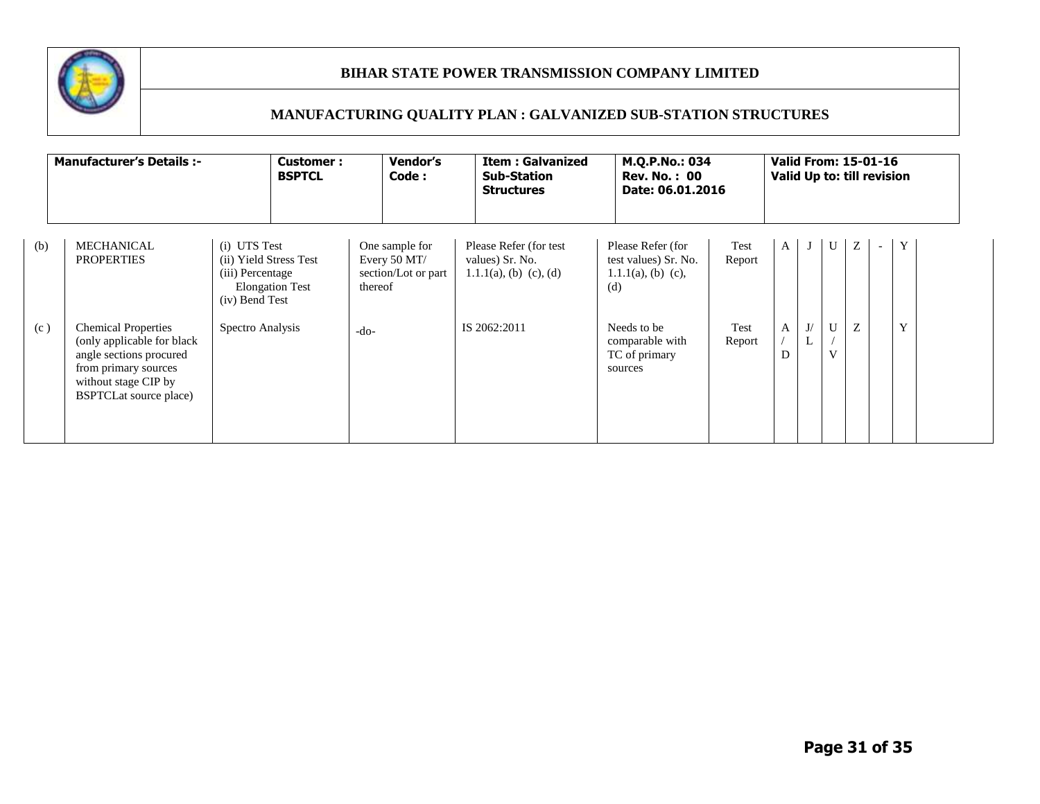| Manufacturer's Details :- | Customer : BSPTCL | Vendor's Code : | Item : Galvanized Sub-Station Structures | M.Q.P.No.: 034 Rev. No. : 00 Date: 06.01.2016 | Valid From: 15-01-16 Valid Up to: till revision |
|---|---|---|---|---|---|

| | | | | | | | | | | | | | |
|---|---|---|---|---|---|---|---|---|---|---|---|---|---|
| (b) | MECHANICAL PROPERTIES | (i) UTS Test (ii) Yield Stress Test (iii) Percentage Elongation Test (iv) Bend Test | One sample for Every 50 MT/ section/Lot or part thereof | Please Refer (for test values) Sr. No. 1.1.1(a), (b) (c), (d) | Please Refer (for test values) Sr. No. 1.1.1(a), (b) (c), (d) | Test Report | A | J | U | Z | - | Y | |
| (c ) | Chemical Properties (only applicable for black angle sections procured from primary sources without stage CIP by BSPTCLat source place) | Spectro Analysis | -do- | IS 2062:2011 | Needs to be comparable with TC of primary sources | Test Report | A / D | J/ L | U / V | Z | | Y | |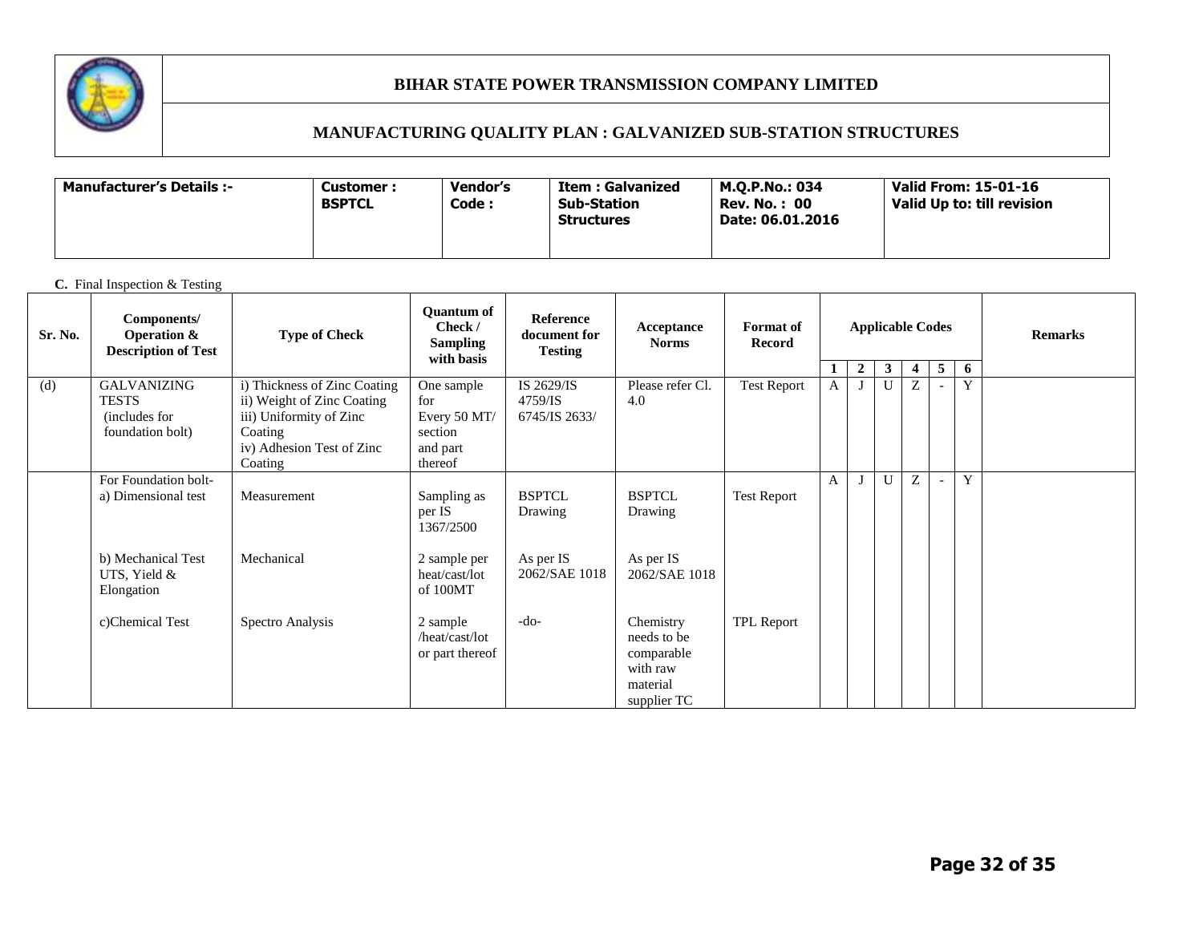**BIHAR STATE POWER TRANSMISSION COMPANY LIMITED**

**MANUFACTURING QUALITY PLAN : GALVANIZED SUB-STATION STRUCTURES**

| Manufacturer's Details :- | Customer : BSPTCL | Vendor's Code : | Item : Galvanized Sub-Station Structures | M.Q.P.No.: 034<br>Rev. No. : 00<br>Date: 06.01.2016 | Valid From: 15-01-16<br>Valid Up to: till revision |
|---|---|---|---|---|---|

**C.** Final Inspection & Testing

| Sr. No. | Components/ Operation & Description of Test | Type of Check | Quantum of Check / Sampling with basis | Reference document for Testing | Acceptance Norms | Format of Record | Applicable Codes | | | | | | Remarks |
|---|---|---|---|---|---|---|---|---|---|---|---|---|---|
| | | | | | | | 1 | 2 | 3 | 4 | 5 | 6 | |
| (d) | GALVANIZING TESTS (includes for foundation bolt) | i) Thickness of Zinc Coating<br>ii) Weight of Zinc Coating<br>iii) Uniformity of Zinc Coating<br>iv) Adhesion Test of Zinc Coating | One sample for Every 50 MT/ section and part thereof | IS 2629/IS 4759/IS 6745/IS 2633/ | Please refer Cl. 4.0 | Test Report | A | J | U | Z | - | Y | |
| | For Foundation bolt-<br>a) Dimensional test | Measurement | Sampling as per IS 1367/2500 | BSPTCL Drawing | BSPTCL Drawing | Test Report | A | J | U | Z | - | Y | |
| | b) Mechanical Test UTS, Yield & Elongation | Mechanical | 2 sample per heat/cast/lot of 100MT | As per IS 2062/SAE 1018 | As per IS 2062/SAE 1018 | | | | | | | | |
| | c)Chemical Test | Spectro Analysis | 2 sample /heat/cast/lot or part thereof | -do- | Chemistry needs to be comparable with raw material supplier TC | TPL Report | | | | | | | |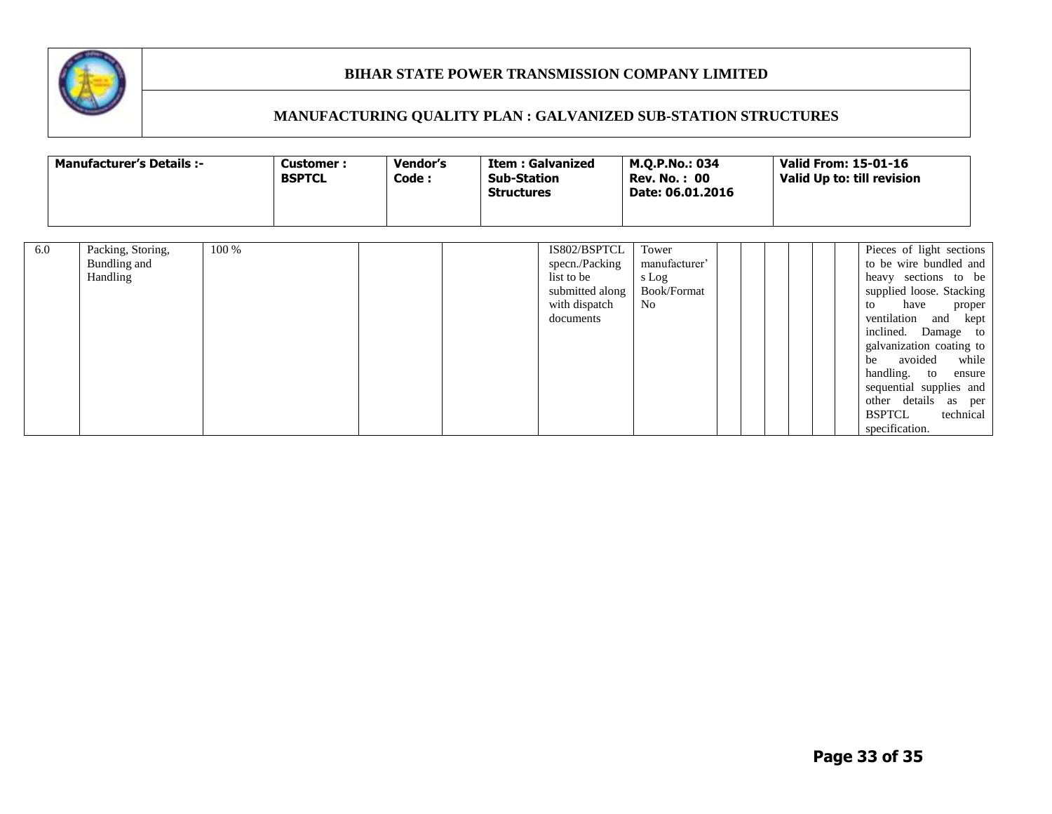# BIHAR STATE POWER TRANSMISSION COMPANY LIMITED

## MANUFACTURING QUALITY PLAN : GALVANIZED SUB-STATION STRUCTURES

| Manufacturer's Details :- | Customer : BSPTCL | Vendor's Code : | Item : Galvanized Sub-Station Structures | M.Q.P.No.: 034 Rev. No. : 00 Date: 06.01.2016 | Valid From: 15-01-16 Valid Up to: till revision |
|---|---|---|---|---|---|
| | | | | | |

| | | | | | | | | | | | | | | |
|---|---|---|---|---|---|---|---|---|---|---|---|---|---|---|
| 6.0 | Packing, Storing, Bundling and Handling | 100 % | | | IS802/BSPTCL specn./Packing list to be submitted along with dispatch documents | Tower manufacturer's Log Book/Format No | | | | | | | | Pieces of light sections to be wire bundled and heavy sections to be supplied loose. Stacking to have proper ventilation and kept inclined. Damage to galvanization coating to be avoided while handling. to ensure sequential supplies and other details as per BSPTCL technical specification. |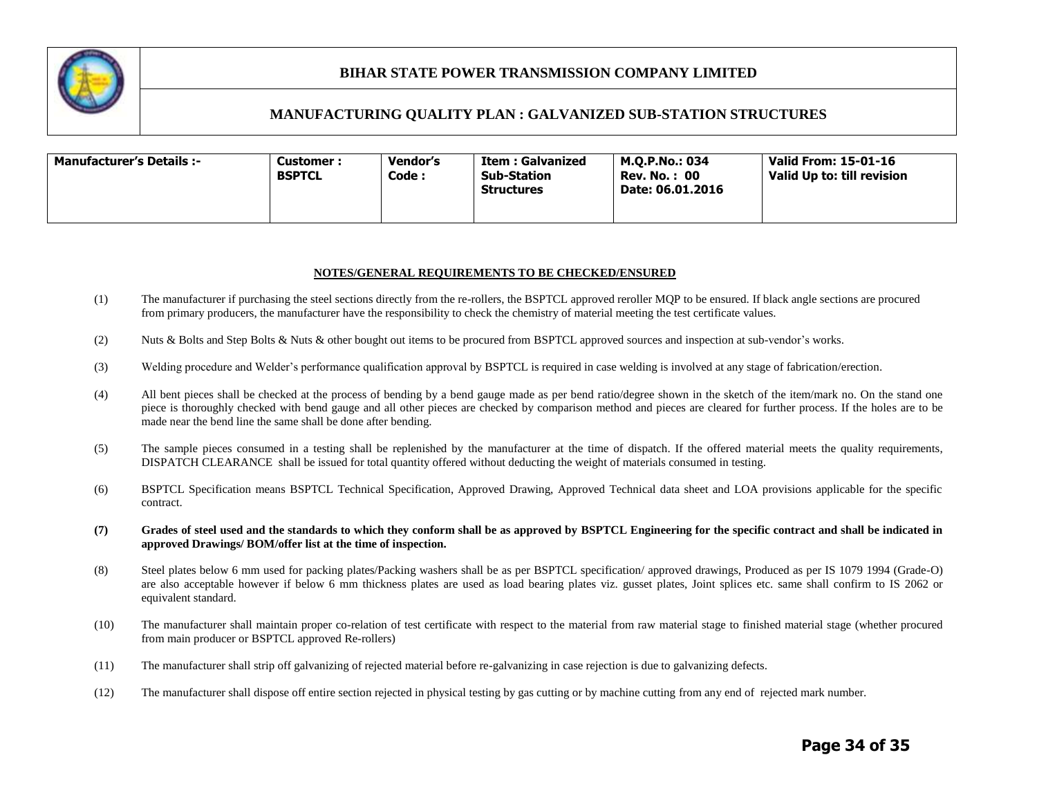# BIHAR STATE POWER TRANSMISSION COMPANY LIMITED

## MANUFACTURING QUALITY PLAN : GALVANIZED SUB-STATION STRUCTURES

| Manufacturer's Details :- | Customer : BSPTCL | Vendor's Code : | Item : Galvanized Sub-Station Structures | M.Q.P.No.: 034<br>Rev. No. : 00<br>Date: 06.01.2016 | Valid From: 15-01-16<br>Valid Up to: till revision |
|---|---|---|---|---|---|

**NOTES/GENERAL REQUIREMENTS TO BE CHECKED/ENSURED**

(1) The manufacturer if purchasing the steel sections directly from the re-rollers, the BSPTCL approved reroller MQP to be ensured. If black angle sections are procured from primary producers, the manufacturer have the responsibility to check the chemistry of material meeting the test certificate values.

(2) Nuts & Bolts and Step Bolts & Nuts & other bought out items to be procured from BSPTCL approved sources and inspection at sub-vendor's works.

(3) Welding procedure and Welder's performance qualification approval by BSPTCL is required in case welding is involved at any stage of fabrication/erection.

(4) All bent pieces shall be checked at the process of bending by a bend gauge made as per bend ratio/degree shown in the sketch of the item/mark no. On the stand one piece is thoroughly checked with bend gauge and all other pieces are checked by comparison method and pieces are cleared for further process. If the holes are to be made near the bend line the same shall be done after bending.

(5) The sample pieces consumed in a testing shall be replenished by the manufacturer at the time of dispatch. If the offered material meets the quality requirements, DISPATCH CLEARANCE shall be issued for total quantity offered without deducting the weight of materials consumed in testing.

(6) BSPTCL Specification means BSPTCL Technical Specification, Approved Drawing, Approved Technical data sheet and LOA provisions applicable for the specific contract.

**(7) Grades of steel used and the standards to which they conform shall be as approved by BSPTCL Engineering for the specific contract and shall be indicated in approved Drawings/ BOM/offer list at the time of inspection.**

(8) Steel plates below 6 mm used for packing plates/Packing washers shall be as per BSPTCL specification/ approved drawings, Produced as per IS 1079 1994 (Grade-O) are also acceptable however if below 6 mm thickness plates are used as load bearing plates viz. gusset plates, Joint splices etc. same shall confirm to IS 2062 or equivalent standard.

(10) The manufacturer shall maintain proper co-relation of test certificate with respect to the material from raw material stage to finished material stage (whether procured from main producer or BSPTCL approved Re-rollers)

(11) The manufacturer shall strip off galvanizing of rejected material before re-galvanizing in case rejection is due to galvanizing defects.

(12) The manufacturer shall dispose off entire section rejected in physical testing by gas cutting or by machine cutting from any end of rejected mark number.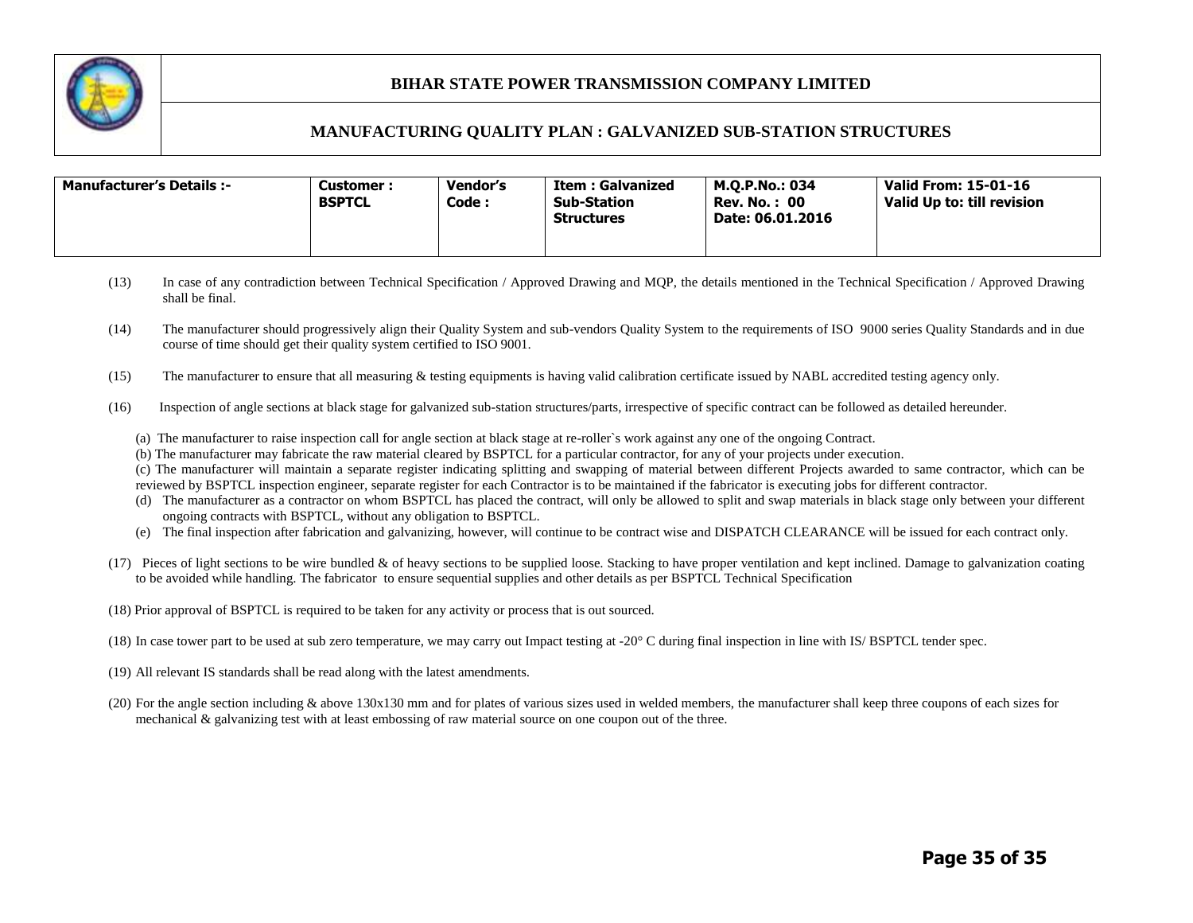| Manufacturer's Details :- | Customer : BSPTCL | Vendor's Code : | Item : Galvanized Sub-Station Structures | M.Q.P.No.: 034 Rev. No. : 00 Date: 06.01.2016 | Valid From: 15-01-16 Valid Up to: till revision |
|---|---|---|---|---|---|

(13) In case of any contradiction between Technical Specification / Approved Drawing and MQP, the details mentioned in the Technical Specification / Approved Drawing shall be final.

(14) The manufacturer should progressively align their Quality System and sub-vendors Quality System to the requirements of ISO 9000 series Quality Standards and in due course of time should get their quality system certified to ISO 9001.

(15) The manufacturer to ensure that all measuring & testing equipments is having valid calibration certificate issued by NABL accredited testing agency only.

(16) Inspection of angle sections at black stage for galvanized sub-station structures/parts, irrespective of specific contract can be followed as detailed hereunder.

(a) The manufacturer to raise inspection call for angle section at black stage at re-roller`s work against any one of the ongoing Contract.
(b) The manufacturer may fabricate the raw material cleared by BSPTCL for a particular contractor, for any of your projects under execution.
(c) The manufacturer will maintain a separate register indicating splitting and swapping of material between different Projects awarded to same contractor, which can be reviewed by BSPTCL inspection engineer, separate register for each Contractor is to be maintained if the fabricator is executing jobs for different contractor.
(d) The manufacturer as a contractor on whom BSPTCL has placed the contract, will only be allowed to split and swap materials in black stage only between your different ongoing contracts with BSPTCL, without any obligation to BSPTCL.
(e) The final inspection after fabrication and galvanizing, however, will continue to be contract wise and DISPATCH CLEARANCE will be issued for each contract only.

(17) Pieces of light sections to be wire bundled & of heavy sections to be supplied loose. Stacking to have proper ventilation and kept inclined. Damage to galvanization coating to be avoided while handling. The fabricator to ensure sequential supplies and other details as per BSPTCL Technical Specification

(18) Prior approval of BSPTCL is required to be taken for any activity or process that is out sourced.

(18) In case tower part to be used at sub zero temperature, we may carry out Impact testing at -20° C during final inspection in line with IS/ BSPTCL tender spec.

(19) All relevant IS standards shall be read along with the latest amendments.

(20) For the angle section including & above 130x130 mm and for plates of various sizes used in welded members, the manufacturer shall keep three coupons of each sizes for mechanical & galvanizing test with at least embossing of raw material source on one coupon out of the three.